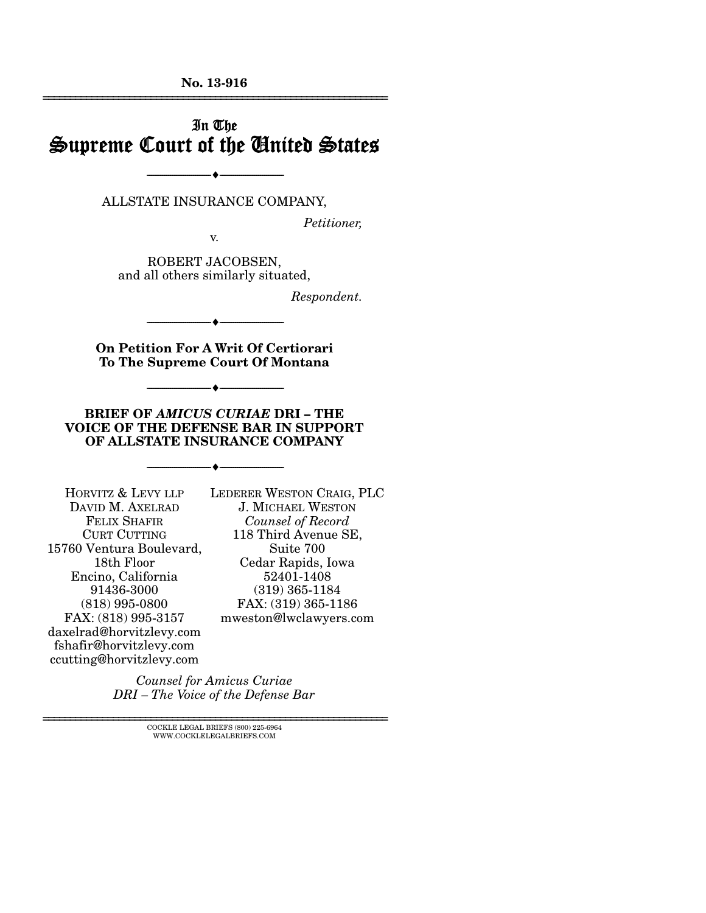No. 13-916

# In The Supreme Court of the United States

---

ALLSTATE INSURANCE COMPANY,

*Petitioner,*

v.

ROBERT JACOBSEN, and all others similarly situated,

*Respondent.*

---

**On Petition For A Writ Of Certiorari To The Supreme Court Of Montana**

---

**BRIEF OF *AMICUS CURIAE* DRI – THE VOICE OF THE DEFENSE BAR IN SUPPORT OF ALLSTATE INSURANCE COMPANY**

---

HORVITZ & LEVY LLP
DAVID M. AXELRAD
FELIX SHAFIR
CURT CUTTING
15760 Ventura Boulevard, 18th Floor
Encino, California 91436-3000
(818) 995-0800
FAX: (818) 995-3157
daxelrad@horvitzlevy.com
fshafir@horvitzlevy.com
ccutting@horvitzlevy.com

LEDERER WESTON CRAIG, PLC
J. MICHAEL WESTON
*Counsel of Record*
118 Third Avenue SE, Suite 700
Cedar Rapids, Iowa 52401-1408
(319) 365-1184
FAX: (319) 365-1186
mweston@lwclawyers.com

*Counsel for Amicus Curiae DRI – The Voice of the Defense Bar*

COCKLE LEGAL BRIEFS (800) 225-6964
WWW.COCKLELEGALBRIEFS.COM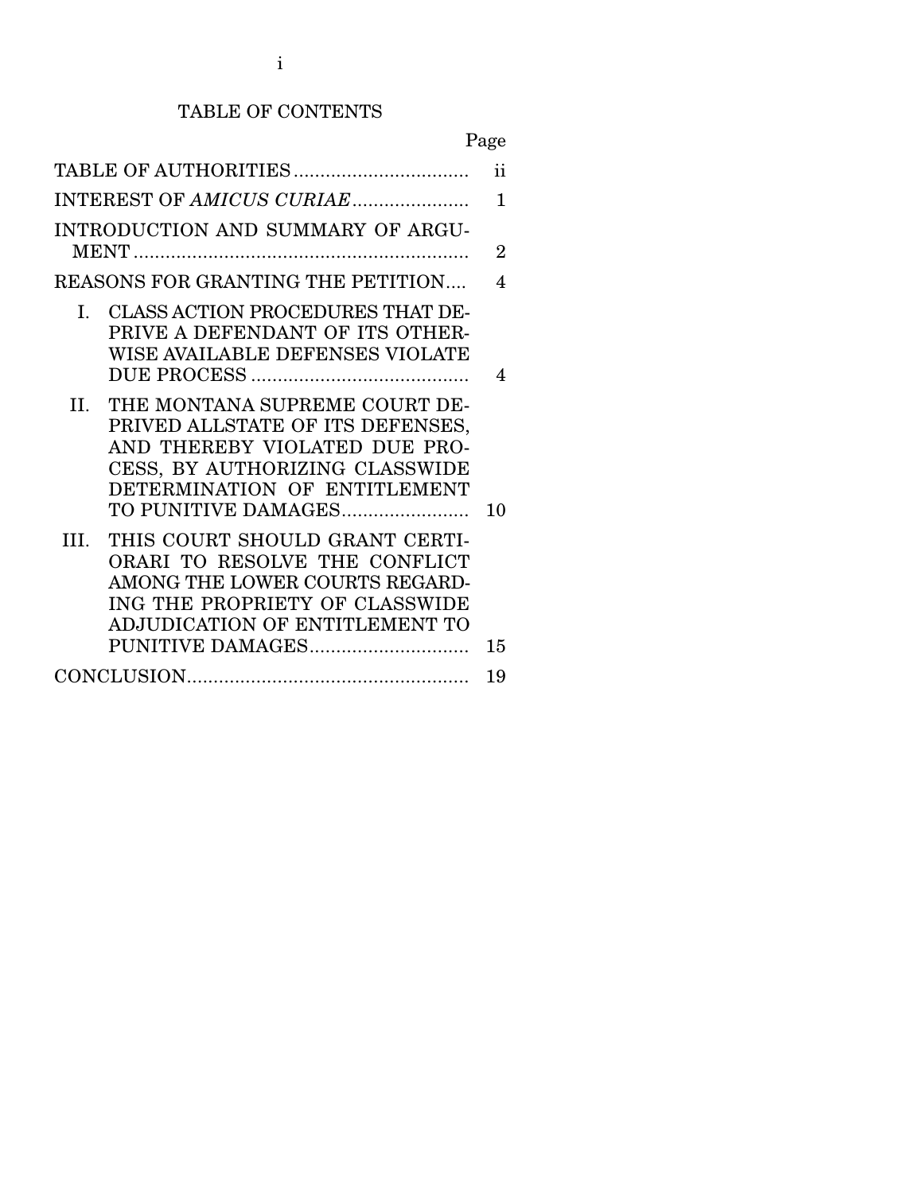# TABLE OF CONTENTS

| | Page |
|---|---|
| TABLE OF AUTHORITIES | ii |
| INTEREST OF *AMICUS CURIAE* | 1 |
| INTRODUCTION AND SUMMARY OF ARGUMENT | 2 |
| REASONS FOR GRANTING THE PETITION | 4 |
| I. CLASS ACTION PROCEDURES THAT DEPRIVE A DEFENDANT OF ITS OTHERWISE AVAILABLE DEFENSES VIOLATE DUE PROCESS | 4 |
| II. THE MONTANA SUPREME COURT DEPRIVED ALLSTATE OF ITS DEFENSES, AND THEREBY VIOLATED DUE PROCESS, BY AUTHORIZING CLASSWIDE DETERMINATION OF ENTITLEMENT TO PUNITIVE DAMAGES | 10 |
| III. THIS COURT SHOULD GRANT CERTIORARI TO RESOLVE THE CONFLICT AMONG THE LOWER COURTS REGARDING THE PROPRIETY OF CLASSWIDE ADJUDICATION OF ENTITLEMENT TO PUNITIVE DAMAGES | 15 |
| CONCLUSION | 19 |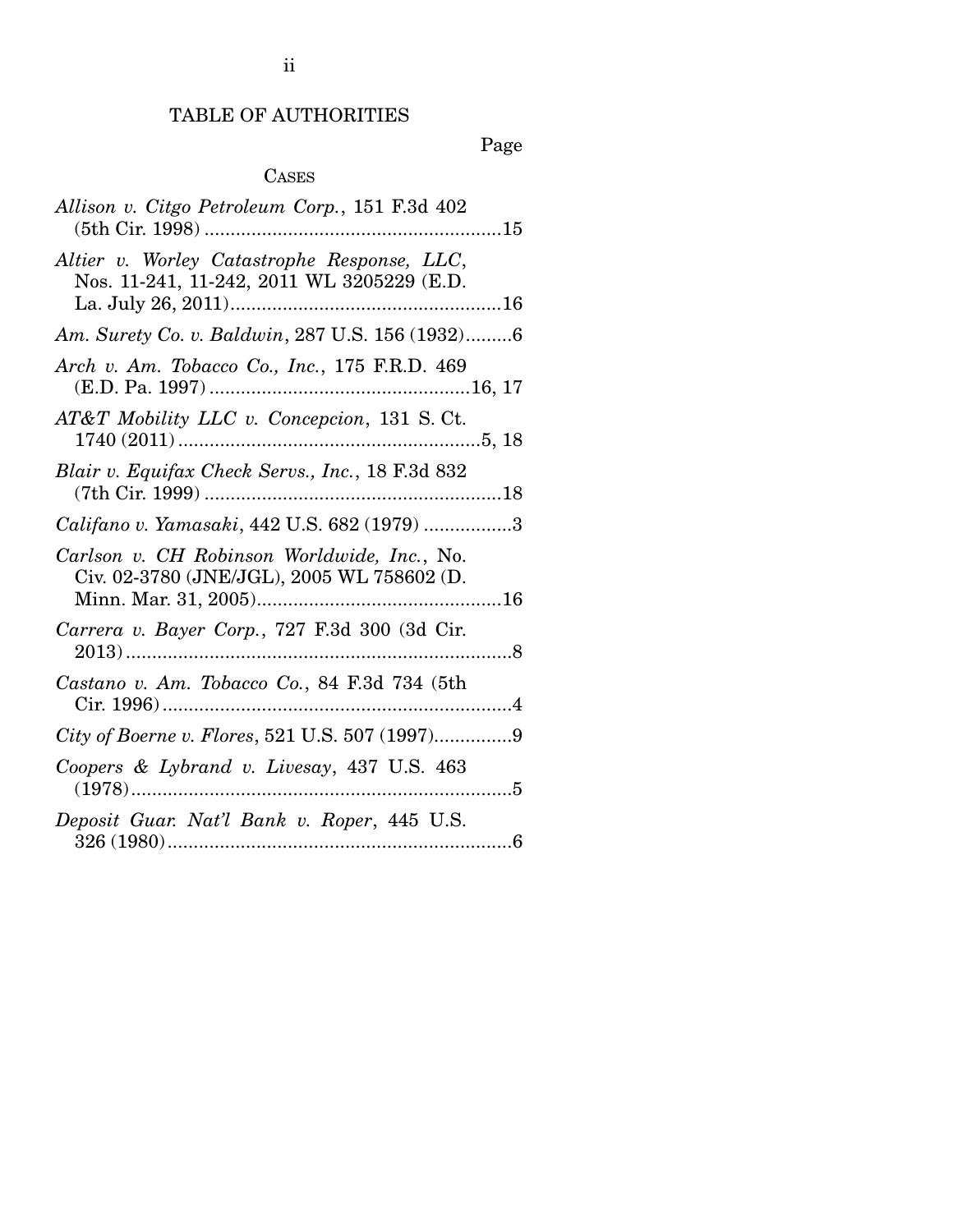# TABLE OF AUTHORITIES

Page

## CASES

*Allison v. Citgo Petroleum Corp.*, 151 F.3d 402 (5th Cir. 1998) .......................................................15

*Altier v. Worley Catastrophe Response, LLC*, Nos. 11-241, 11-242, 2011 WL 3205229 (E.D. La. July 26, 2011)..................................................16

*Am. Surety Co. v. Baldwin*, 287 U.S. 156 (1932).........6

*Arch v. Am. Tobacco Co., Inc.*, 175 F.R.D. 469 (E.D. Pa. 1997) ................................................16, 17

*AT&T Mobility LLC v. Concepcion*, 131 S. Ct. 1740 (2011) .........................................................5, 18

*Blair v. Equifax Check Servs., Inc.*, 18 F.3d 832 (7th Cir. 1999) .......................................................18

*Califano v. Yamasaki*, 442 U.S. 682 (1979) .................3

*Carlson v. CH Robinson Worldwide, Inc.*, No. Civ. 02-3780 (JNE/JGL), 2005 WL 758602 (D. Minn. Mar. 31, 2005)...............................................16

*Carrera v. Bayer Corp.*, 727 F.3d 300 (3d Cir. 2013).........................................................................8

*Castano v. Am. Tobacco Co.*, 84 F.3d 734 (5th Cir. 1996)..................................................................4

*City of Boerne v. Flores*, 521 U.S. 507 (1997)...............9

*Coopers & Lybrand v. Livesay*, 437 U.S. 463 (1978).........................................................................5

*Deposit Guar. Nat'l Bank v. Roper*, 445 U.S. 326 (1980)..................................................................6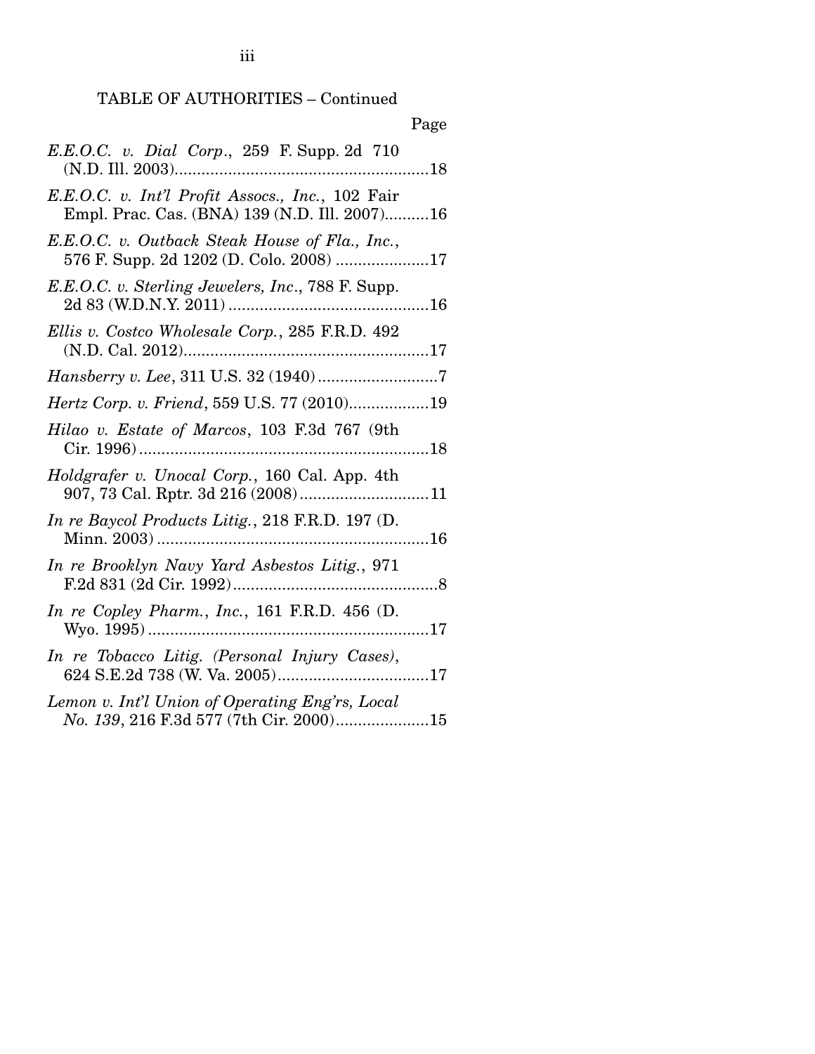TABLE OF AUTHORITIES – Continued

Page

*E.E.O.C. v. Dial Corp.*, 259 F. Supp. 2d 710 (N.D. Ill. 2003)........................................................18

*E.E.O.C. v. Int'l Profit Assocs., Inc.*, 102 Fair Empl. Prac. Cas. (BNA) 139 (N.D. Ill. 2007)..........16

*E.E.O.C. v. Outback Steak House of Fla., Inc.*, 576 F. Supp. 2d 1202 (D. Colo. 2008) .....................17

*E.E.O.C. v. Sterling Jewelers, Inc*., 788 F. Supp. 2d 83 (W.D.N.Y. 2011) ............................................16

*Ellis v. Costco Wholesale Corp.*, 285 F.R.D. 492 (N.D. Cal. 2012).......................................................17

*Hansberry v. Lee*, 311 U.S. 32 (1940)...........................7

*Hertz Corp. v. Friend*, 559 U.S. 77 (2010)..................19

*Hilao v. Estate of Marcos*, 103 F.3d 767 (9th Cir. 1996).................................................................18

*Holdgrafer v. Unocal Corp.*, 160 Cal. App. 4th 907, 73 Cal. Rptr. 3d 216 (2008)............................11

*In re Baycol Products Litig.*, 218 F.R.D. 197 (D. Minn. 2003) ............................................................16

*In re Brooklyn Navy Yard Asbestos Litig.*, 971 F.2d 831 (2d Cir. 1992).............................................8

*In re Copley Pharm., Inc.*, 161 F.R.D. 456 (D. Wyo. 1995) ...............................................................17

*In re Tobacco Litig. (Personal Injury Cases)*, 624 S.E.2d 738 (W. Va. 2005)..................................17

*Lemon v. Int'l Union of Operating Eng'rs, Local No. 139*, 216 F.3d 577 (7th Cir. 2000).....................15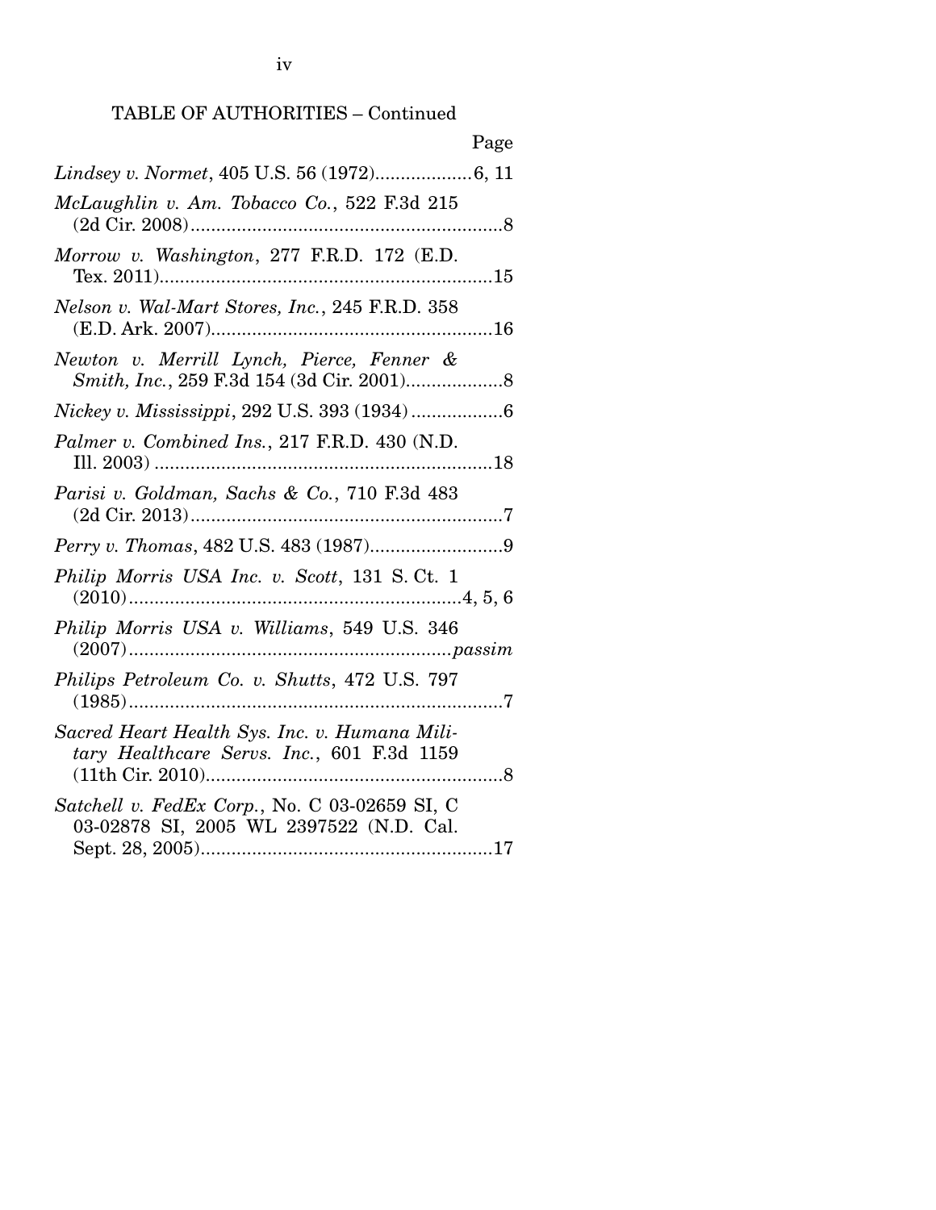TABLE OF AUTHORITIES – Continued

Page

*Lindsey v. Normet*, 405 U.S. 56 (1972)...................6, 11

*McLaughlin v. Am. Tobacco Co.*, 522 F.3d 215 (2d Cir. 2008).............................................................8

*Morrow v. Washington*, 277 F.R.D. 172 (E.D. Tex. 2011)..................................................................15

*Nelson v. Wal-Mart Stores, Inc.*, 245 F.R.D. 358 (E.D. Ark. 2007).......................................................16

*Newton v. Merrill Lynch, Pierce, Fenner & Smith, Inc.*, 259 F.3d 154 (3d Cir. 2001)...................8

*Nickey v. Mississippi*, 292 U.S. 393 (1934) ..................6

*Palmer v. Combined Ins.*, 217 F.R.D. 430 (N.D. Ill. 2003) ..................................................................18

*Parisi v. Goldman, Sachs & Co.*, 710 F.3d 483 (2d Cir. 2013).............................................................7

*Perry v. Thomas*, 482 U.S. 483 (1987)..........................9

*Philip Morris USA Inc. v. Scott*, 131 S. Ct. 1 (2010)................................................................4, 5, 6

*Philip Morris USA v. Williams*, 549 U.S. 346 (2007)..............................................................*passim*

*Philips Petroleum Co. v. Shutts*, 472 U.S. 797 (1985)..........................................................................7

*Sacred Heart Health Sys. Inc. v. Humana Military Healthcare Servs. Inc.*, 601 F.3d 1159 (11th Cir. 2010)..........................................................8

*Satchell v. FedEx Corp.*, No. C 03-02659 SI, C 03-02878 SI, 2005 WL 2397522 (N.D. Cal. Sept. 28, 2005).........................................................17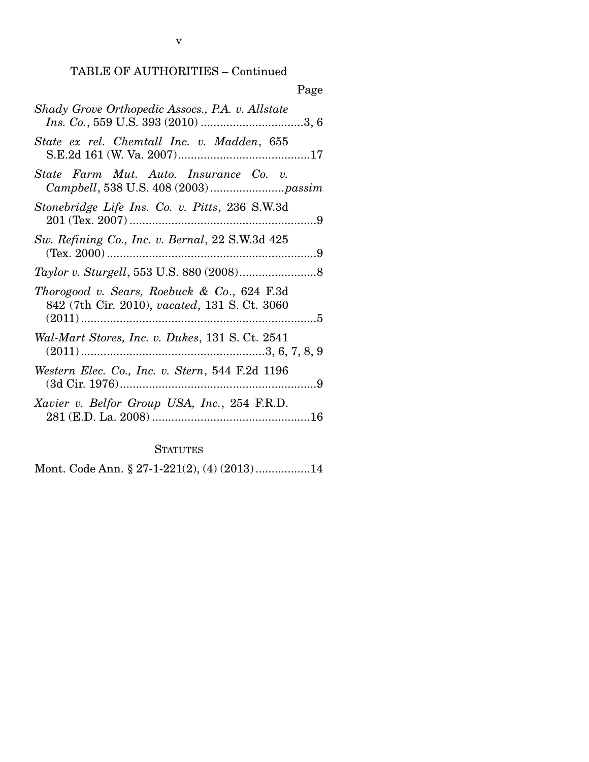TABLE OF AUTHORITIES – Continued

Page

*Shady Grove Orthopedic Assocs., P.A. v. Allstate Ins. Co.*, 559 U.S. 393 (2010) ................................3, 6

*State ex rel. Chemtall Inc. v. Madden*, 655 S.E.2d 161 (W. Va. 2007)..........................................17

*State Farm Mut. Auto. Insurance Co. v. Campbell*, 538 U.S. 408 (2003) .......................*passim*

*Stonebridge Life Ins. Co. v. Pitts*, 236 S.W.3d 201 (Tex. 2007) ..........................................................9

*Sw. Refining Co., Inc. v. Bernal*, 22 S.W.3d 425 (Tex. 2000) ..................................................................9

*Taylor v. Sturgell*, 553 U.S. 880 (2008)........................8

*Thorogood v. Sears, Roebuck & Co.*, 624 F.3d 842 (7th Cir. 2010), *vacated*, 131 S. Ct. 3060 (2011) .........................................................................5

*Wal-Mart Stores, Inc. v. Dukes*, 131 S. Ct. 2541 (2011) .........................................................3, 6, 7, 8, 9

*Western Elec. Co., Inc. v. Stern*, 544 F.2d 1196 (3d Cir. 1976).............................................................9

*Xavier v. Belfor Group USA, Inc.*, 254 F.R.D. 281 (E.D. La. 2008) .................................................16

STATUTES

Mont. Code Ann. § 27-1-221(2), (4) (2013) .................14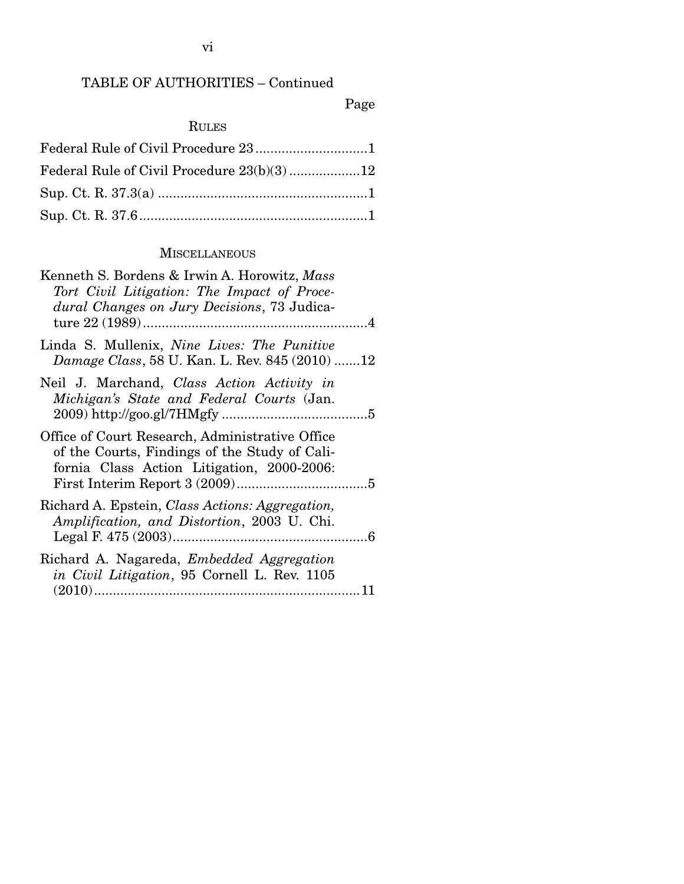## TABLE OF AUTHORITIES – Continued

Page

### RULES

Federal Rule of Civil Procedure 23 .............................1

Federal Rule of Civil Procedure 23(b)(3) ..................12

Sup. Ct. R. 37.3(a) .......................................................1

Sup. Ct. R. 37.6 ............................................................1

### MISCELLANEOUS

Kenneth S. Bordens & Irwin A. Horowitz, *Mass Tort Civil Litigation: The Impact of Procedural Changes on Jury Decisions*, 73 Judicature 22 (1989) ...........................................................4

Linda S. Mullenix, *Nine Lives: The Punitive Damage Class*, 58 U. Kan. L. Rev. 845 (2010) .......12

Neil J. Marchand, *Class Action Activity in Michigan's State and Federal Courts* (Jan. 2009) http://goo.gl/7HMgfy .......................................5

Office of Court Research, Administrative Office of the Courts, Findings of the Study of California Class Action Litigation, 2000-2006: First Interim Report 3 (2009) ...................................5

Richard A. Epstein, *Class Actions: Aggregation, Amplification, and Distortion*, 2003 U. Chi. Legal F. 475 (2003) ....................................................6

Richard A. Nagareda, *Embedded Aggregation in Civil Litigation*, 95 Cornell L. Rev. 1105 (2010) ........................................................................11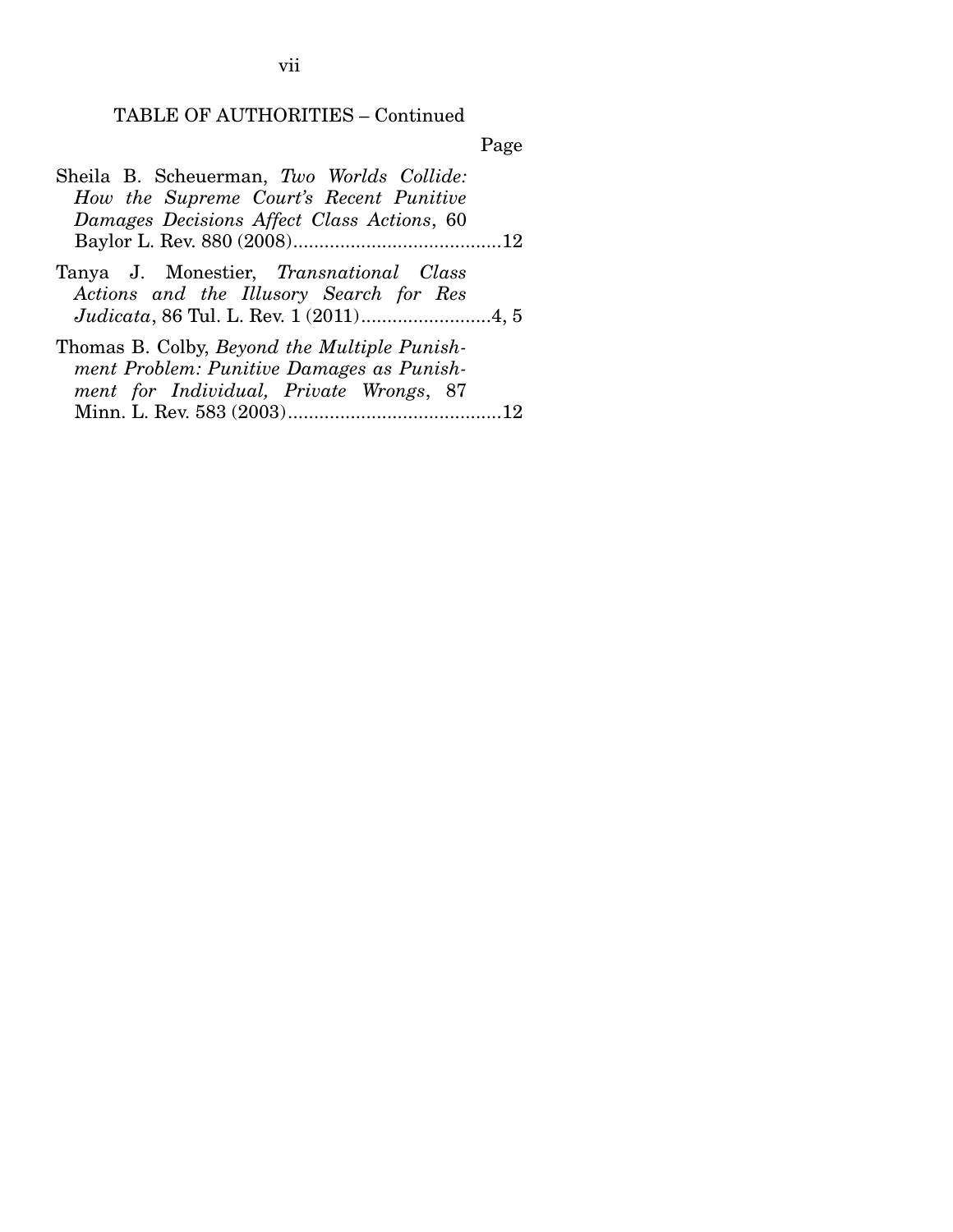TABLE OF AUTHORITIES – Continued

Page

Sheila B. Scheuerman, *Two Worlds Collide: How the Supreme Court's Recent Punitive Damages Decisions Affect Class Actions*, 60 Baylor L. Rev. 880 (2008)........................................12

Tanya J. Monestier, *Transnational Class Actions and the Illusory Search for Res Judicata*, 86 Tul. L. Rev. 1 (2011).........................4, 5

Thomas B. Colby, *Beyond the Multiple Punishment Problem: Punitive Damages as Punishment for Individual, Private Wrongs*, 87 Minn. L. Rev. 583 (2003).........................................12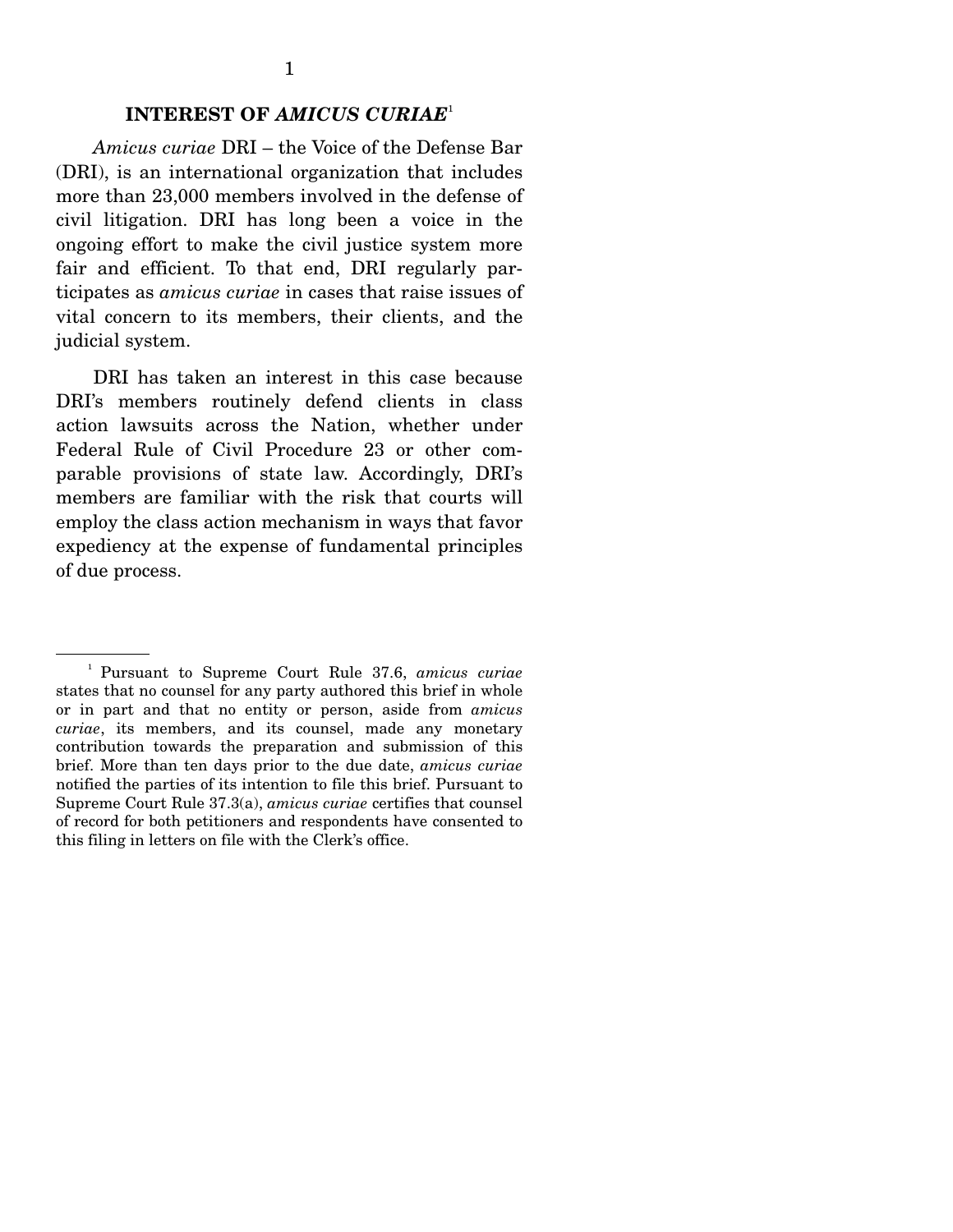## INTEREST OF *AMICUS CURIAE*[1]

*Amicus curiae* DRI – the Voice of the Defense Bar (DRI), is an international organization that includes more than 23,000 members involved in the defense of civil litigation. DRI has long been a voice in the ongoing effort to make the civil justice system more fair and efficient. To that end, DRI regularly participates as *amicus curiae* in cases that raise issues of vital concern to its members, their clients, and the judicial system.

DRI has taken an interest in this case because DRI's members routinely defend clients in class action lawsuits across the Nation, whether under Federal Rule of Civil Procedure 23 or other comparable provisions of state law. Accordingly, DRI's members are familiar with the risk that courts will employ the class action mechanism in ways that favor expediency at the expense of fundamental principles of due process.

---

[1] Pursuant to Supreme Court Rule 37.6, *amicus curiae* states that no counsel for any party authored this brief in whole or in part and that no entity or person, aside from *amicus curiae*, its members, and its counsel, made any monetary contribution towards the preparation and submission of this brief. More than ten days prior to the due date, *amicus curiae* notified the parties of its intention to file this brief. Pursuant to Supreme Court Rule 37.3(a), *amicus curiae* certifies that counsel of record for both petitioners and respondents have consented to this filing in letters on file with the Clerk's office.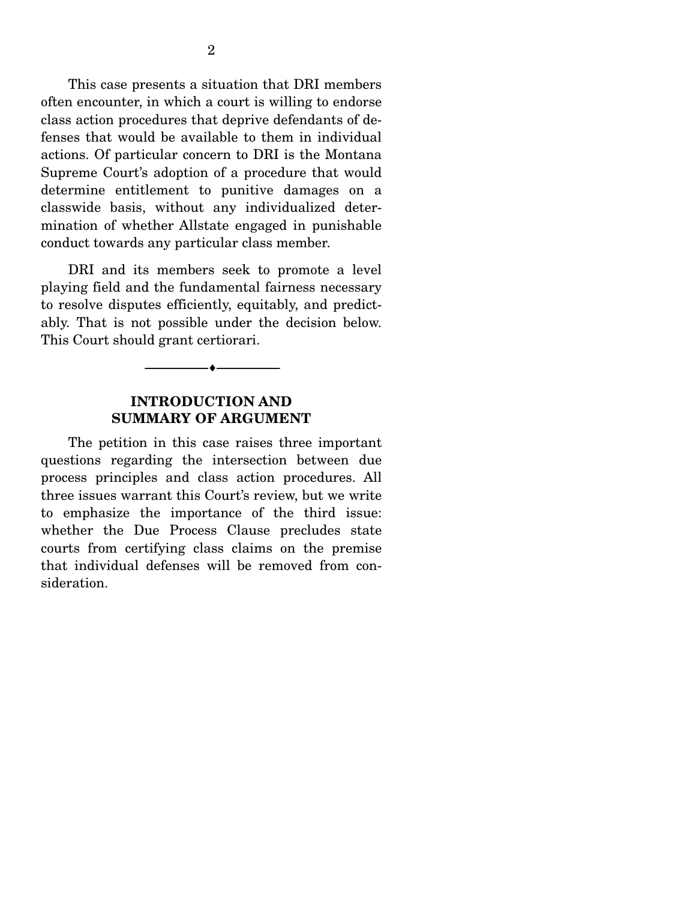This case presents a situation that DRI members often encounter, in which a court is willing to endorse class action procedures that deprive defendants of defenses that would be available to them in individual actions. Of particular concern to DRI is the Montana Supreme Court's adoption of a procedure that would determine entitlement to punitive damages on a classwide basis, without any individualized determination of whether Allstate engaged in punishable conduct towards any particular class member.

DRI and its members seek to promote a level playing field and the fundamental fairness necessary to resolve disputes efficiently, equitably, and predictably. That is not possible under the decision below. This Court should grant certiorari.

---

## INTRODUCTION AND SUMMARY OF ARGUMENT

The petition in this case raises three important questions regarding the intersection between due process principles and class action procedures. All three issues warrant this Court's review, but we write to emphasize the importance of the third issue: whether the Due Process Clause precludes state courts from certifying class claims on the premise that individual defenses will be removed from consideration.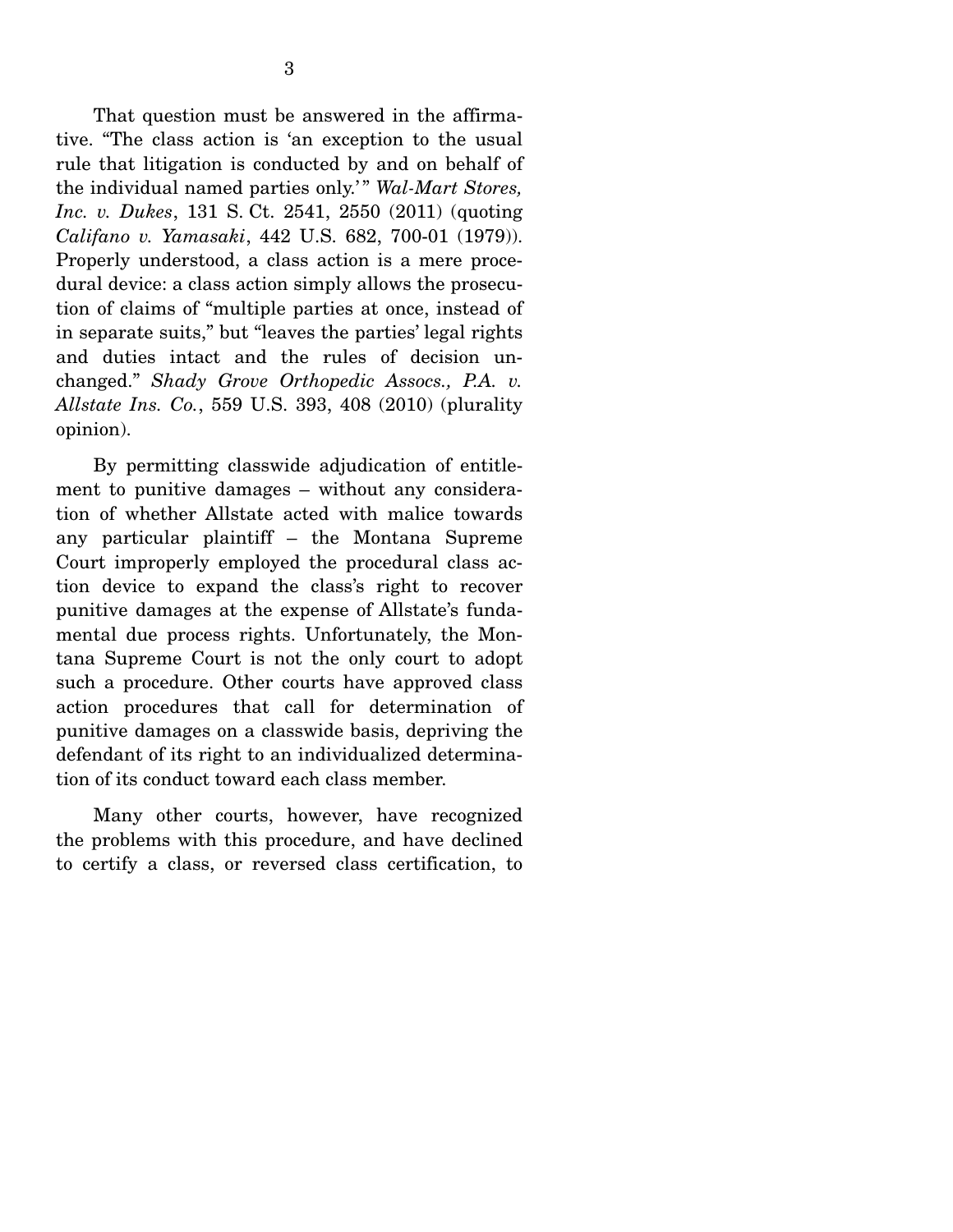That question must be answered in the affirmative. "The class action is 'an exception to the usual rule that litigation is conducted by and on behalf of the individual named parties only.'" *Wal-Mart Stores, Inc. v. Dukes*, 131 S. Ct. 2541, 2550 (2011) (quoting *Califano v. Yamasaki*, 442 U.S. 682, 700-01 (1979)). Properly understood, a class action is a mere procedural device: a class action simply allows the prosecution of claims of "multiple parties at once, instead of in separate suits," but "leaves the parties' legal rights and duties intact and the rules of decision unchanged." *Shady Grove Orthopedic Assocs., P.A. v. Allstate Ins. Co.*, 559 U.S. 393, 408 (2010) (plurality opinion).

By permitting classwide adjudication of entitlement to punitive damages – without any consideration of whether Allstate acted with malice towards any particular plaintiff – the Montana Supreme Court improperly employed the procedural class action device to expand the class's right to recover punitive damages at the expense of Allstate's fundamental due process rights. Unfortunately, the Montana Supreme Court is not the only court to adopt such a procedure. Other courts have approved class action procedures that call for determination of punitive damages on a classwide basis, depriving the defendant of its right to an individualized determination of its conduct toward each class member.

Many other courts, however, have recognized the problems with this procedure, and have declined to certify a class, or reversed class certification, to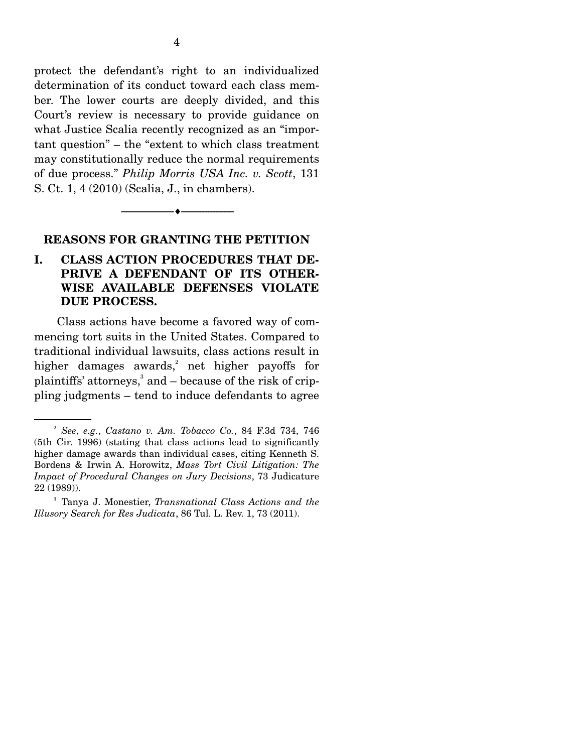protect the defendant's right to an individualized determination of its conduct toward each class member. The lower courts are deeply divided, and this Court's review is necessary to provide guidance on what Justice Scalia recently recognized as an "important question" – the "extent to which class treatment may constitutionally reduce the normal requirements of due process." *Philip Morris USA Inc. v. Scott*, 131 S. Ct. 1, 4 (2010) (Scalia, J., in chambers).

---

## REASONS FOR GRANTING THE PETITION

### I. CLASS ACTION PROCEDURES THAT DEPRIVE A DEFENDANT OF ITS OTHERWISE AVAILABLE DEFENSES VIOLATE DUE PROCESS.

Class actions have become a favored way of commencing tort suits in the United States. Compared to traditional individual lawsuits, class actions result in higher damages awards,[2] net higher payoffs for plaintiffs' attorneys,[3] and – because of the risk of crippling judgments – tend to induce defendants to agree

---

[2] *See*, *e.g.*, *Castano v. Am. Tobacco Co.*, 84 F.3d 734, 746 (5th Cir. 1996) (stating that class actions lead to significantly higher damage awards than individual cases, citing Kenneth S. Bordens & Irwin A. Horowitz, *Mass Tort Civil Litigation: The Impact of Procedural Changes on Jury Decisions*, 73 Judicature 22 (1989)).

[3] Tanya J. Monestier, *Transnational Class Actions and the Illusory Search for Res Judicata*, 86 Tul. L. Rev. 1, 73 (2011).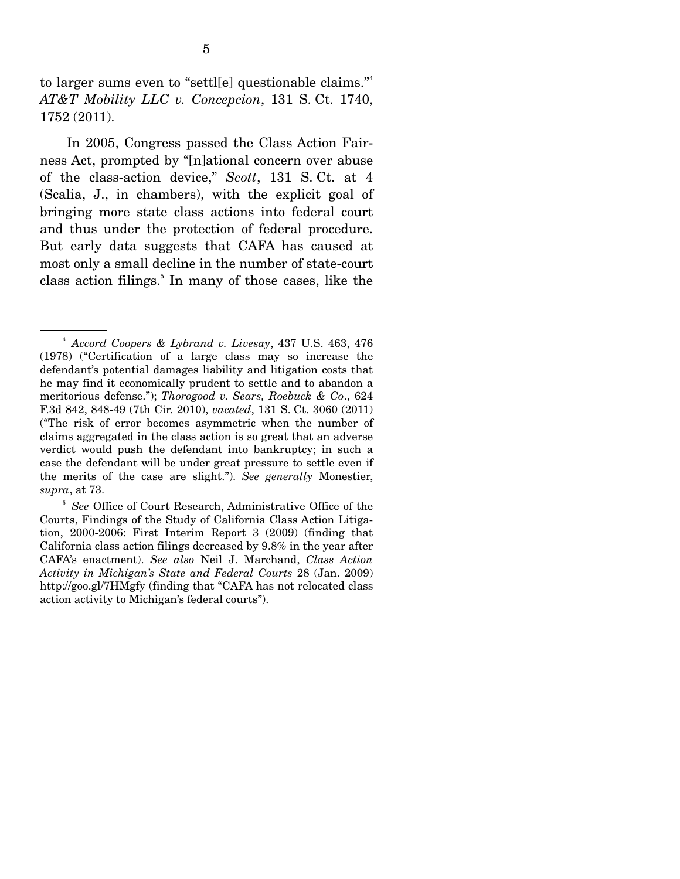to larger sums even to "settl[e] questionable claims."[4] *AT&T Mobility LLC v. Concepcion*, 131 S. Ct. 1740, 1752 (2011).

In 2005, Congress passed the Class Action Fairness Act, prompted by "[n]ational concern over abuse of the class-action device," *Scott*, 131 S. Ct. at 4 (Scalia, J., in chambers), with the explicit goal of bringing more state class actions into federal court and thus under the protection of federal procedure. But early data suggests that CAFA has caused at most only a small decline in the number of state-court class action filings.[5] In many of those cases, like the

---

[4] *Accord Coopers & Lybrand v. Livesay*, 437 U.S. 463, 476 (1978) ("Certification of a large class may so increase the defendant's potential damages liability and litigation costs that he may find it economically prudent to settle and to abandon a meritorious defense."); *Thorogood v. Sears, Roebuck & Co*., 624 F.3d 842, 848-49 (7th Cir. 2010), *vacated*, 131 S. Ct. 3060 (2011) ("The risk of error becomes asymmetric when the number of claims aggregated in the class action is so great that an adverse verdict would push the defendant into bankruptcy; in such a case the defendant will be under great pressure to settle even if the merits of the case are slight."). *See generally* Monestier, *supra*, at 73.

[5] *See* Office of Court Research, Administrative Office of the Courts, Findings of the Study of California Class Action Litigation, 2000-2006: First Interim Report 3 (2009) (finding that California class action filings decreased by 9.8% in the year after CAFA's enactment). *See also* Neil J. Marchand, *Class Action Activity in Michigan's State and Federal Courts* 28 (Jan. 2009) http://goo.gl/7HMgfy (finding that "CAFA has not relocated class action activity to Michigan's federal courts").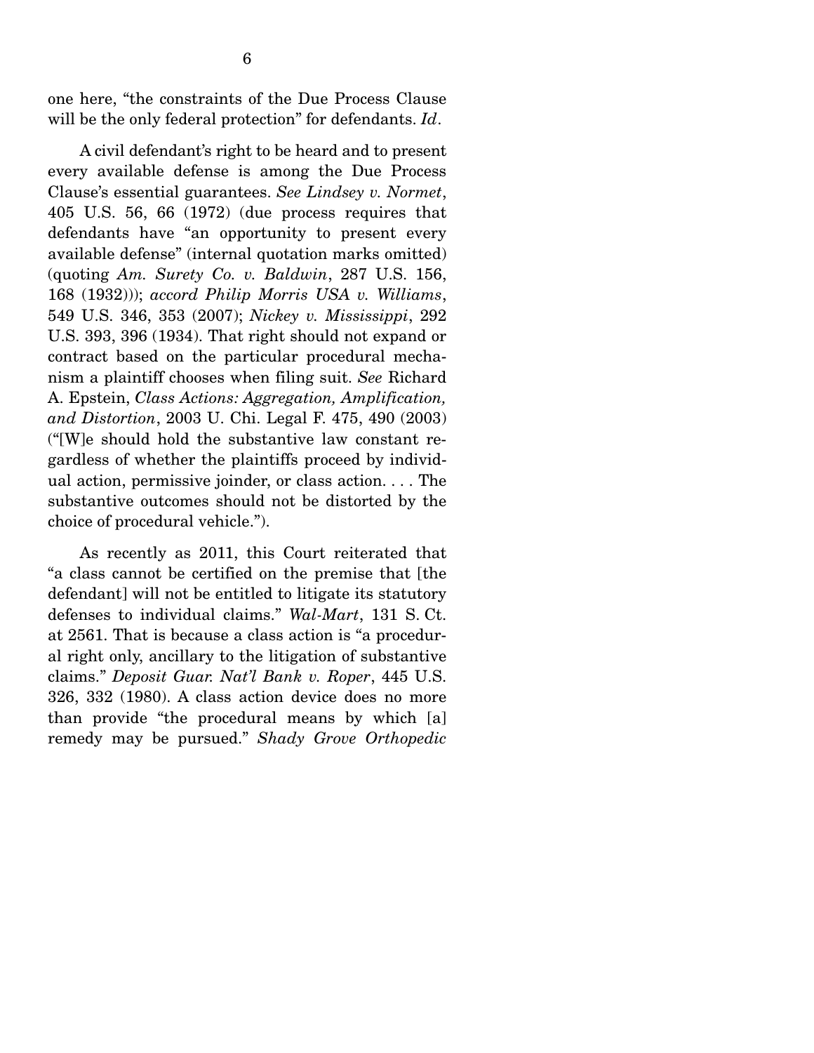one here, "the constraints of the Due Process Clause will be the only federal protection" for defendants. *Id*.

A civil defendant's right to be heard and to present every available defense is among the Due Process Clause's essential guarantees. *See Lindsey v. Normet*, 405 U.S. 56, 66 (1972) (due process requires that defendants have "an opportunity to present every available defense" (internal quotation marks omitted) (quoting *Am. Surety Co. v. Baldwin*, 287 U.S. 156, 168 (1932))); *accord Philip Morris USA v. Williams*, 549 U.S. 346, 353 (2007); *Nickey v. Mississippi*, 292 U.S. 393, 396 (1934). That right should not expand or contract based on the particular procedural mechanism a plaintiff chooses when filing suit. *See* Richard A. Epstein, *Class Actions: Aggregation, Amplification, and Distortion*, 2003 U. Chi. Legal F. 475, 490 (2003) ("[W]e should hold the substantive law constant regardless of whether the plaintiffs proceed by individual action, permissive joinder, or class action. . . . The substantive outcomes should not be distorted by the choice of procedural vehicle.").

As recently as 2011, this Court reiterated that "a class cannot be certified on the premise that [the defendant] will not be entitled to litigate its statutory defenses to individual claims." *Wal-Mart*, 131 S. Ct. at 2561. That is because a class action is "a procedural right only, ancillary to the litigation of substantive claims." *Deposit Guar. Nat'l Bank v. Roper*, 445 U.S. 326, 332 (1980). A class action device does no more than provide "the procedural means by which [a] remedy may be pursued." *Shady Grove Orthopedic*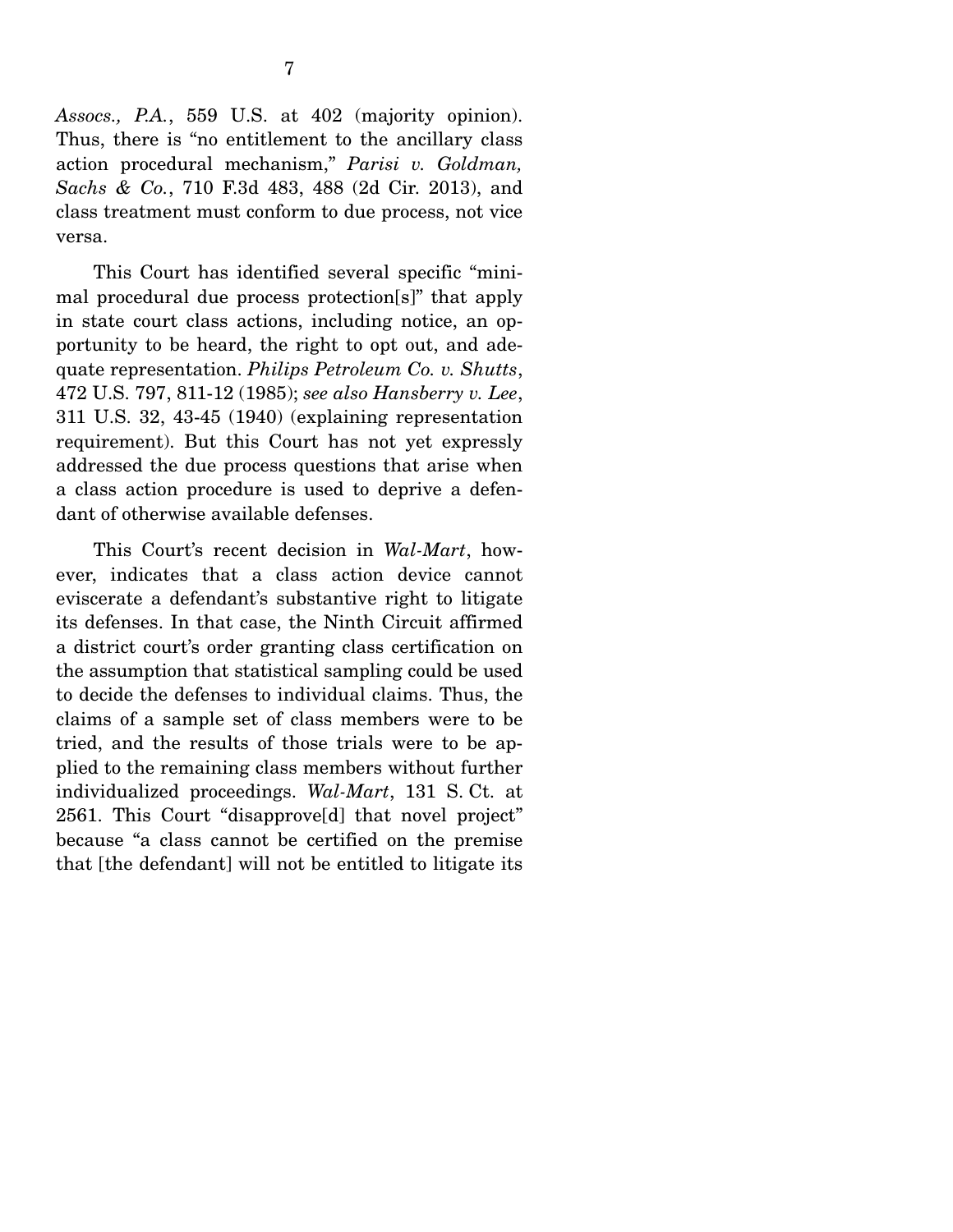*Assocs., P.A.*, 559 U.S. at 402 (majority opinion). Thus, there is "no entitlement to the ancillary class action procedural mechanism," *Parisi v. Goldman, Sachs & Co.*, 710 F.3d 483, 488 (2d Cir. 2013), and class treatment must conform to due process, not vice versa.

This Court has identified several specific "minimal procedural due process protection[s]" that apply in state court class actions, including notice, an opportunity to be heard, the right to opt out, and adequate representation. *Philips Petroleum Co. v. Shutts*, 472 U.S. 797, 811-12 (1985); *see also Hansberry v. Lee*, 311 U.S. 32, 43-45 (1940) (explaining representation requirement). But this Court has not yet expressly addressed the due process questions that arise when a class action procedure is used to deprive a defendant of otherwise available defenses.

This Court's recent decision in *Wal-Mart*, however, indicates that a class action device cannot eviscerate a defendant's substantive right to litigate its defenses. In that case, the Ninth Circuit affirmed a district court's order granting class certification on the assumption that statistical sampling could be used to decide the defenses to individual claims. Thus, the claims of a sample set of class members were to be tried, and the results of those trials were to be applied to the remaining class members without further individualized proceedings. *Wal-Mart*, 131 S. Ct. at 2561. This Court "disapprove[d] that novel project" because "a class cannot be certified on the premise that [the defendant] will not be entitled to litigate its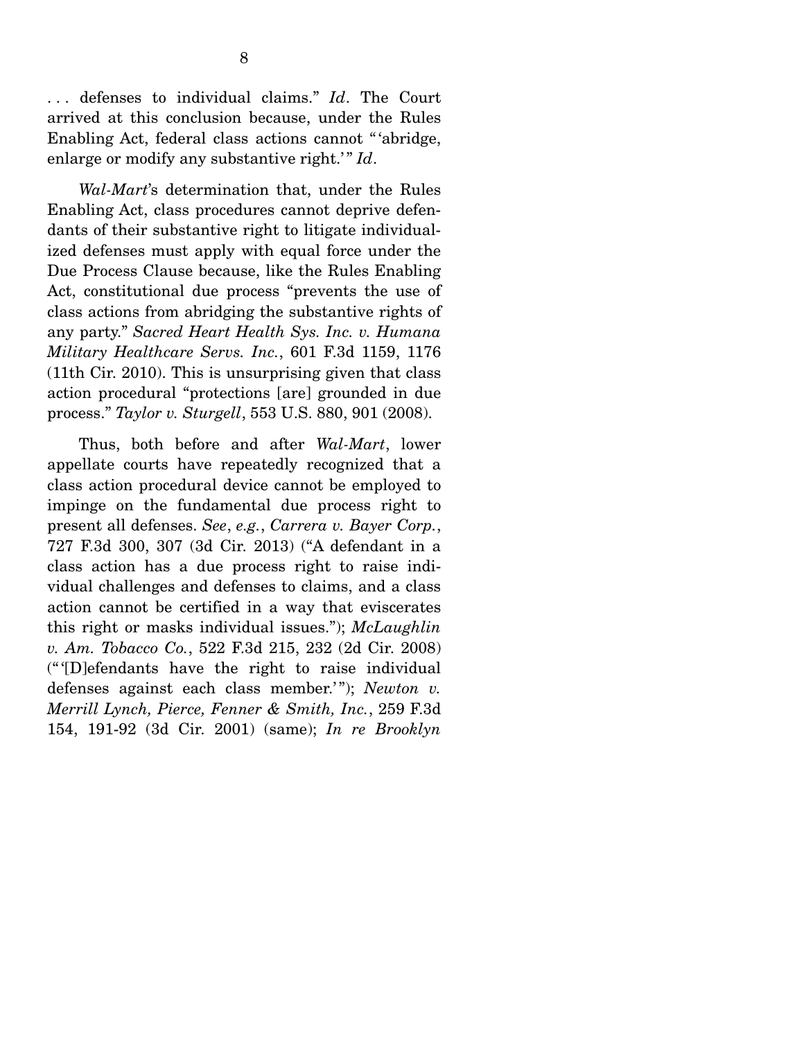. . . defenses to individual claims." *Id*. The Court arrived at this conclusion because, under the Rules Enabling Act, federal class actions cannot "'abridge, enlarge or modify any substantive right.'" *Id*.

*Wal-Mart*'s determination that, under the Rules Enabling Act, class procedures cannot deprive defendants of their substantive right to litigate individualized defenses must apply with equal force under the Due Process Clause because, like the Rules Enabling Act, constitutional due process "prevents the use of class actions from abridging the substantive rights of any party." *Sacred Heart Health Sys. Inc. v. Humana Military Healthcare Servs. Inc.*, 601 F.3d 1159, 1176 (11th Cir. 2010). This is unsurprising given that class action procedural "protections [are] grounded in due process." *Taylor v. Sturgell*, 553 U.S. 880, 901 (2008).

Thus, both before and after *Wal-Mart*, lower appellate courts have repeatedly recognized that a class action procedural device cannot be employed to impinge on the fundamental due process right to present all defenses. *See*, *e.g.*, *Carrera v. Bayer Corp.*, 727 F.3d 300, 307 (3d Cir. 2013) ("A defendant in a class action has a due process right to raise individual challenges and defenses to claims, and a class action cannot be certified in a way that eviscerates this right or masks individual issues."); *McLaughlin v. Am. Tobacco Co.*, 522 F.3d 215, 232 (2d Cir. 2008) ("'[D]efendants have the right to raise individual defenses against each class member.'"); *Newton v. Merrill Lynch, Pierce, Fenner & Smith, Inc.*, 259 F.3d 154, 191-92 (3d Cir. 2001) (same); *In re Brooklyn*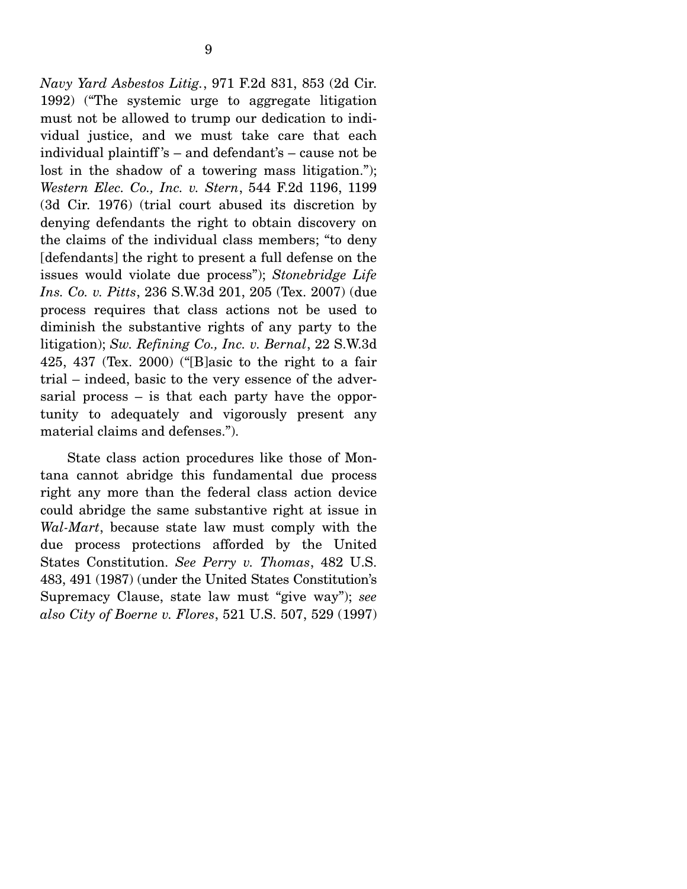*Navy Yard Asbestos Litig.*, 971 F.2d 831, 853 (2d Cir. 1992) ("The systemic urge to aggregate litigation must not be allowed to trump our dedication to individual justice, and we must take care that each individual plaintiff's – and defendant's – cause not be lost in the shadow of a towering mass litigation."); *Western Elec. Co., Inc. v. Stern*, 544 F.2d 1196, 1199 (3d Cir. 1976) (trial court abused its discretion by denying defendants the right to obtain discovery on the claims of the individual class members; "to deny [defendants] the right to present a full defense on the issues would violate due process"); *Stonebridge Life Ins. Co. v. Pitts*, 236 S.W.3d 201, 205 (Tex. 2007) (due process requires that class actions not be used to diminish the substantive rights of any party to the litigation); *Sw. Refining Co., Inc. v. Bernal*, 22 S.W.3d 425, 437 (Tex. 2000) ("[B]asic to the right to a fair trial – indeed, basic to the very essence of the adversarial process – is that each party have the opportunity to adequately and vigorously present any material claims and defenses.").

State class action procedures like those of Montana cannot abridge this fundamental due process right any more than the federal class action device could abridge the same substantive right at issue in *Wal-Mart*, because state law must comply with the due process protections afforded by the United States Constitution. *See Perry v. Thomas*, 482 U.S. 483, 491 (1987) (under the United States Constitution's Supremacy Clause, state law must "give way"); *see also City of Boerne v. Flores*, 521 U.S. 507, 529 (1997)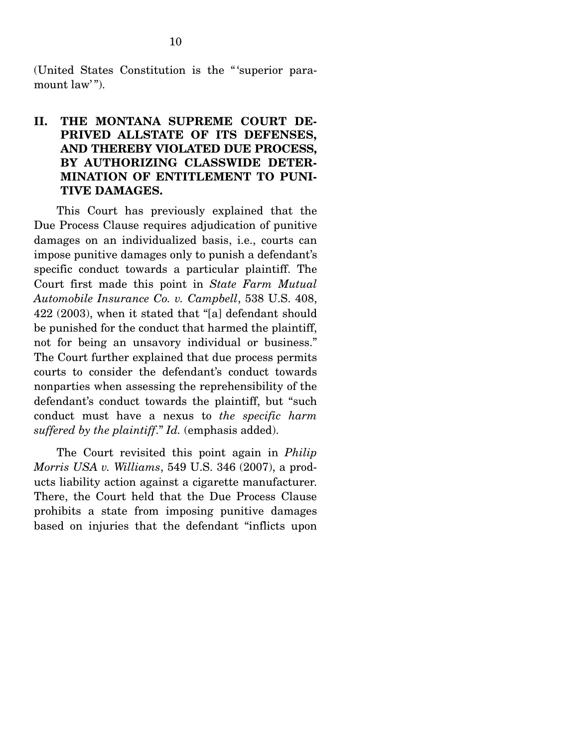(United States Constitution is the "'superior paramount law'").

## II. THE MONTANA SUPREME COURT DEPRIVED ALLSTATE OF ITS DEFENSES, AND THEREBY VIOLATED DUE PROCESS, BY AUTHORIZING CLASSWIDE DETERMINATION OF ENTITLEMENT TO PUNITIVE DAMAGES.

This Court has previously explained that the Due Process Clause requires adjudication of punitive damages on an individualized basis, i.e., courts can impose punitive damages only to punish a defendant's specific conduct towards a particular plaintiff. The Court first made this point in *State Farm Mutual Automobile Insurance Co. v. Campbell*, 538 U.S. 408, 422 (2003), when it stated that "[a] defendant should be punished for the conduct that harmed the plaintiff, not for being an unsavory individual or business." The Court further explained that due process permits courts to consider the defendant's conduct towards nonparties when assessing the reprehensibility of the defendant's conduct towards the plaintiff, but "such conduct must have a nexus to *the specific harm suffered by the plaintiff*." *Id.* (emphasis added).

The Court revisited this point again in *Philip Morris USA v. Williams*, 549 U.S. 346 (2007), a products liability action against a cigarette manufacturer. There, the Court held that the Due Process Clause prohibits a state from imposing punitive damages based on injuries that the defendant "inflicts upon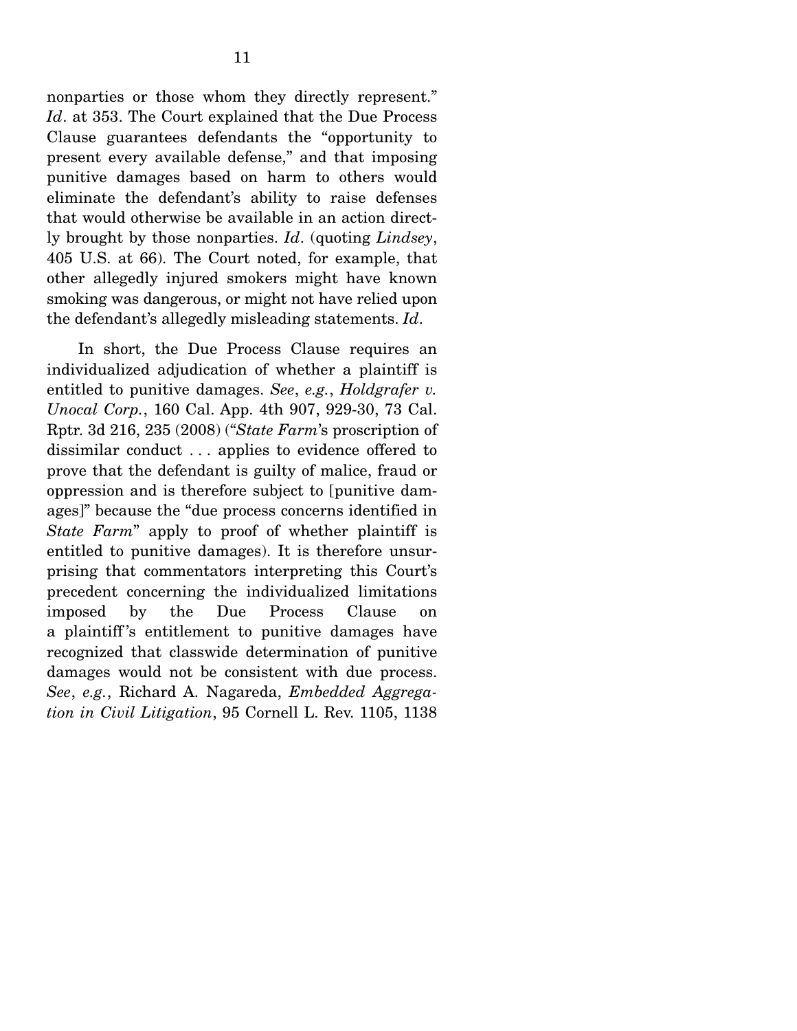nonparties or those whom they directly represent." *Id*. at 353. The Court explained that the Due Process Clause guarantees defendants the "opportunity to present every available defense," and that imposing punitive damages based on harm to others would eliminate the defendant's ability to raise defenses that would otherwise be available in an action directly brought by those nonparties. *Id*. (quoting *Lindsey*, 405 U.S. at 66). The Court noted, for example, that other allegedly injured smokers might have known smoking was dangerous, or might not have relied upon the defendant's allegedly misleading statements. *Id*.

In short, the Due Process Clause requires an individualized adjudication of whether a plaintiff is entitled to punitive damages. *See*, *e.g.*, *Holdgrafer v. Unocal Corp.*, 160 Cal. App. 4th 907, 929-30, 73 Cal. Rptr. 3d 216, 235 (2008) ("*State Farm*'s proscription of dissimilar conduct . . . applies to evidence offered to prove that the defendant is guilty of malice, fraud or oppression and is therefore subject to [punitive damages]" because the "due process concerns identified in *State Farm*" apply to proof of whether plaintiff is entitled to punitive damages). It is therefore unsurprising that commentators interpreting this Court's precedent concerning the individualized limitations imposed by the Due Process Clause on a plaintiff's entitlement to punitive damages have recognized that classwide determination of punitive damages would not be consistent with due process. *See*, *e.g.*, Richard A. Nagareda, *Embedded Aggregation in Civil Litigation*, 95 Cornell L. Rev. 1105, 1138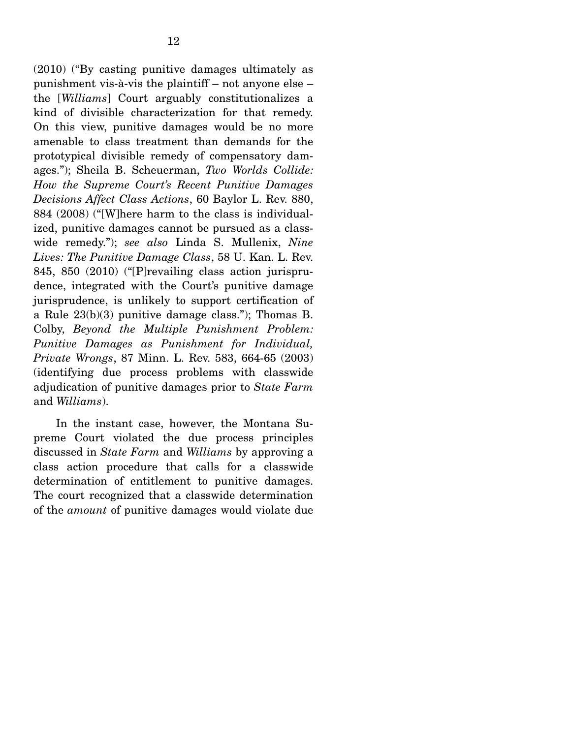(2010) ("By casting punitive damages ultimately as punishment vis-à-vis the plaintiff – not anyone else – the [*Williams*] Court arguably constitutionalizes a kind of divisible characterization for that remedy. On this view, punitive damages would be no more amenable to class treatment than demands for the prototypical divisible remedy of compensatory damages."); Sheila B. Scheuerman, *Two Worlds Collide: How the Supreme Court's Recent Punitive Damages Decisions Affect Class Actions*, 60 Baylor L. Rev. 880, 884 (2008) ("[W]here harm to the class is individualized, punitive damages cannot be pursued as a classwide remedy."); *see also* Linda S. Mullenix, *Nine Lives: The Punitive Damage Class*, 58 U. Kan. L. Rev. 845, 850 (2010) ("[P]revailing class action jurisprudence, integrated with the Court's punitive damage jurisprudence, is unlikely to support certification of a Rule 23(b)(3) punitive damage class."); Thomas B. Colby, *Beyond the Multiple Punishment Problem: Punitive Damages as Punishment for Individual, Private Wrongs*, 87 Minn. L. Rev. 583, 664-65 (2003) (identifying due process problems with classwide adjudication of punitive damages prior to *State Farm* and *Williams*).

In the instant case, however, the Montana Supreme Court violated the due process principles discussed in *State Farm* and *Williams* by approving a class action procedure that calls for a classwide determination of entitlement to punitive damages. The court recognized that a classwide determination of the *amount* of punitive damages would violate due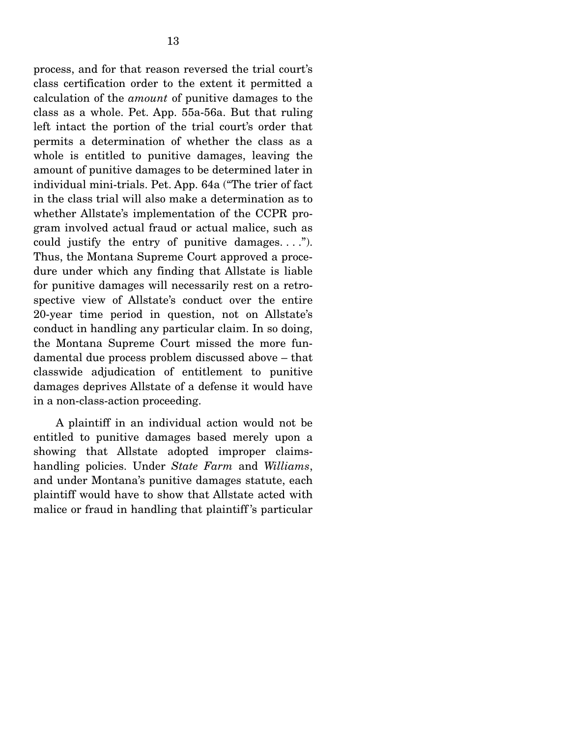process, and for that reason reversed the trial court's class certification order to the extent it permitted a calculation of the *amount* of punitive damages to the class as a whole. Pet. App. 55a-56a. But that ruling left intact the portion of the trial court's order that permits a determination of whether the class as a whole is entitled to punitive damages, leaving the amount of punitive damages to be determined later in individual mini-trials. Pet. App. 64a ("The trier of fact in the class trial will also make a determination as to whether Allstate's implementation of the CCPR program involved actual fraud or actual malice, such as could justify the entry of punitive damages. . . ."). Thus, the Montana Supreme Court approved a procedure under which any finding that Allstate is liable for punitive damages will necessarily rest on a retrospective view of Allstate's conduct over the entire 20-year time period in question, not on Allstate's conduct in handling any particular claim. In so doing, the Montana Supreme Court missed the more fundamental due process problem discussed above – that classwide adjudication of entitlement to punitive damages deprives Allstate of a defense it would have in a non-class-action proceeding.

A plaintiff in an individual action would not be entitled to punitive damages based merely upon a showing that Allstate adopted improper claims-handling policies. Under *State Farm* and *Williams*, and under Montana's punitive damages statute, each plaintiff would have to show that Allstate acted with malice or fraud in handling that plaintiff's particular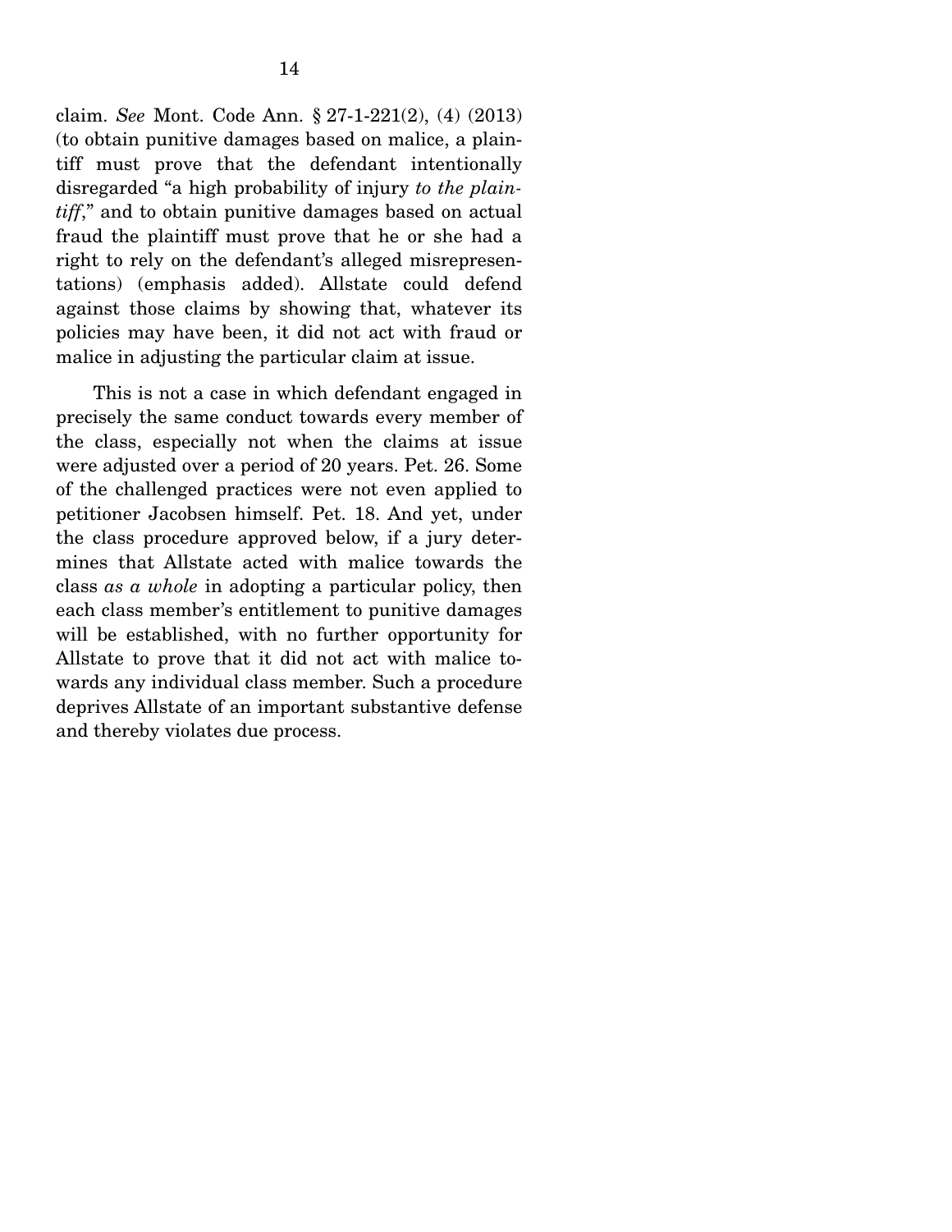claim. *See* Mont. Code Ann. § 27-1-221(2), (4) (2013) (to obtain punitive damages based on malice, a plaintiff must prove that the defendant intentionally disregarded "a high probability of injury *to the plaintiff*," and to obtain punitive damages based on actual fraud the plaintiff must prove that he or she had a right to rely on the defendant's alleged misrepresentations) (emphasis added). Allstate could defend against those claims by showing that, whatever its policies may have been, it did not act with fraud or malice in adjusting the particular claim at issue.

This is not a case in which defendant engaged in precisely the same conduct towards every member of the class, especially not when the claims at issue were adjusted over a period of 20 years. Pet. 26. Some of the challenged practices were not even applied to petitioner Jacobsen himself. Pet. 18. And yet, under the class procedure approved below, if a jury determines that Allstate acted with malice towards the class *as a whole* in adopting a particular policy, then each class member's entitlement to punitive damages will be established, with no further opportunity for Allstate to prove that it did not act with malice towards any individual class member. Such a procedure deprives Allstate of an important substantive defense and thereby violates due process.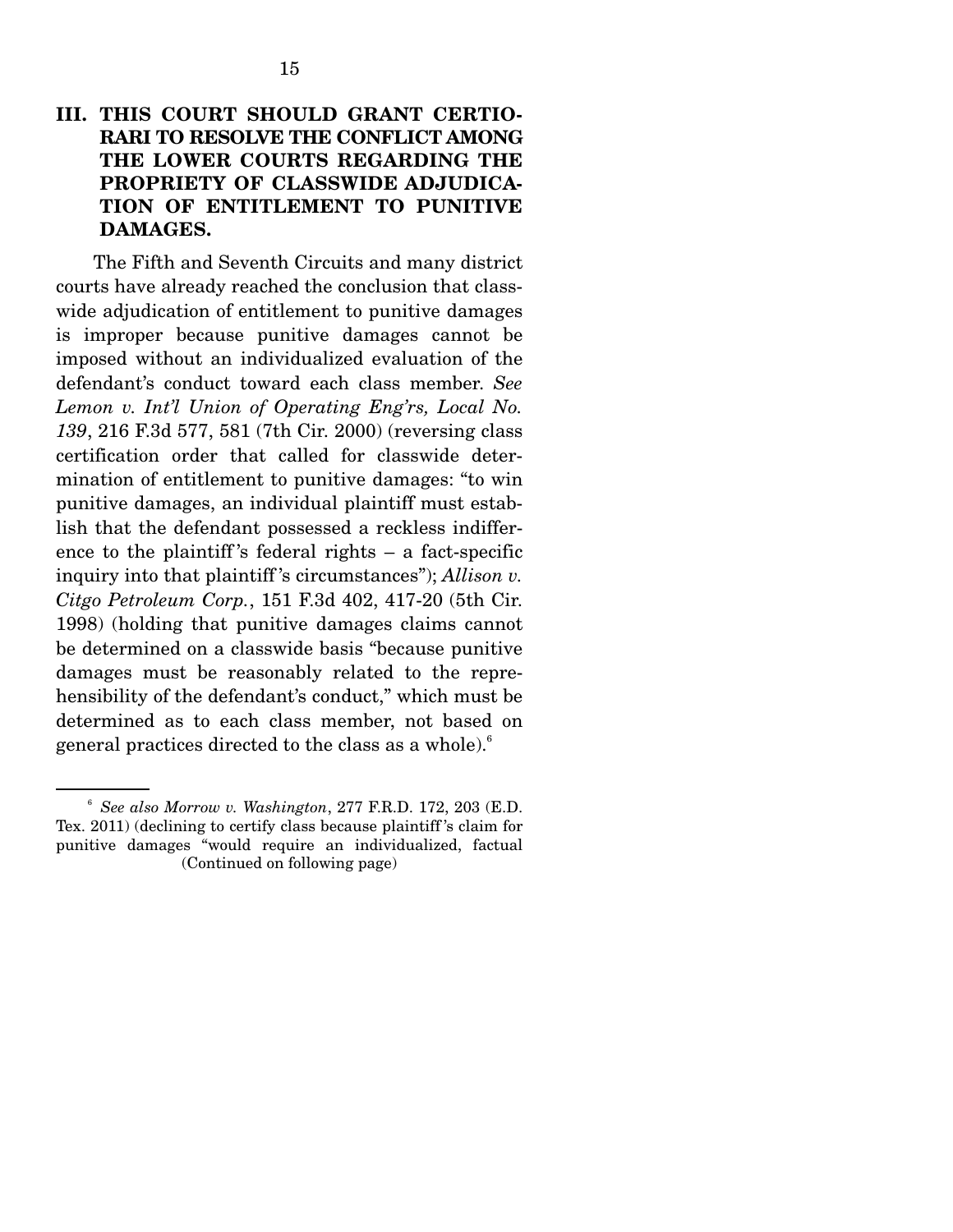### III. THIS COURT SHOULD GRANT CERTIORARI TO RESOLVE THE CONFLICT AMONG THE LOWER COURTS REGARDING THE PROPRIETY OF CLASSWIDE ADJUDICATION OF ENTITLEMENT TO PUNITIVE DAMAGES.

The Fifth and Seventh Circuits and many district courts have already reached the conclusion that classwide adjudication of entitlement to punitive damages is improper because punitive damages cannot be imposed without an individualized evaluation of the defendant's conduct toward each class member. *See Lemon v. Int'l Union of Operating Eng'rs, Local No. 139*, 216 F.3d 577, 581 (7th Cir. 2000) (reversing class certification order that called for classwide determination of entitlement to punitive damages: "to win punitive damages, an individual plaintiff must establish that the defendant possessed a reckless indifference to the plaintiff's federal rights – a fact-specific inquiry into that plaintiff's circumstances"); *Allison v. Citgo Petroleum Corp.*, 151 F.3d 402, 417-20 (5th Cir. 1998) (holding that punitive damages claims cannot be determined on a classwide basis "because punitive damages must be reasonably related to the reprehensibility of the defendant's conduct," which must be determined as to each class member, not based on general practices directed to the class as a whole).[6]

[6] *See also Morrow v. Washington*, 277 F.R.D. 172, 203 (E.D. Tex. 2011) (declining to certify class because plaintiff's claim for punitive damages "would require an individualized, factual (Continued on following page)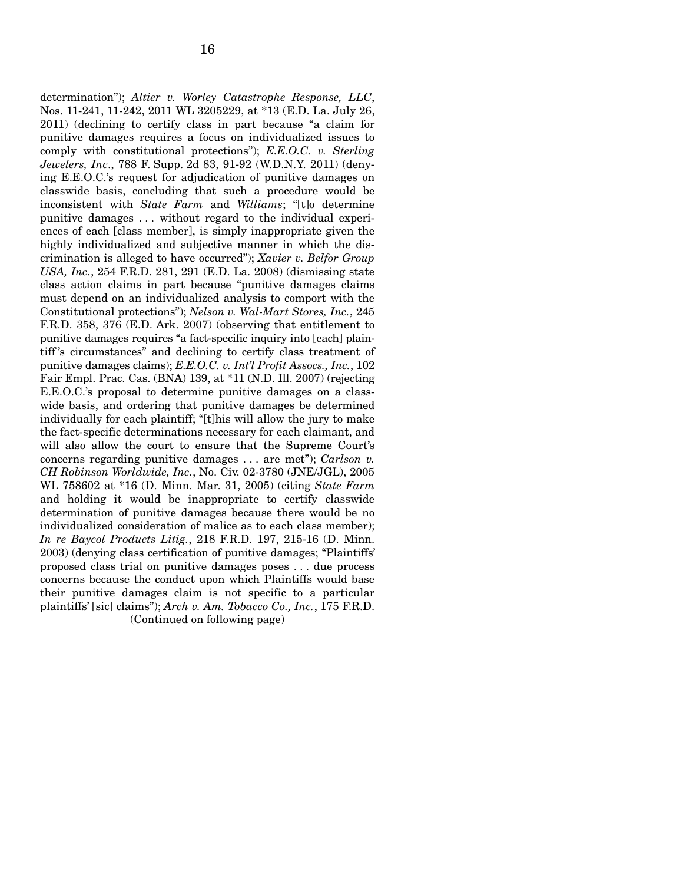determination"); *Altier v. Worley Catastrophe Response, LLC*, Nos. 11-241, 11-242, 2011 WL 3205229, at *13 (E.D. La. July 26, 2011) (declining to certify class in part because "a claim for punitive damages requires a focus on individualized issues to comply with constitutional protections"); *E.E.O.C. v. Sterling Jewelers, Inc*., 788 F. Supp. 2d 83, 91-92 (W.D.N.Y. 2011) (denying E.E.O.C.'s request for adjudication of punitive damages on classwide basis, concluding that such a procedure would be inconsistent with *State Farm* and *Williams*; "[t]o determine punitive damages . . . without regard to the individual experiences of each [class member], is simply inappropriate given the highly individualized and subjective manner in which the discrimination is alleged to have occurred"); *Xavier v. Belfor Group USA, Inc.*, 254 F.R.D. 281, 291 (E.D. La. 2008) (dismissing state class action claims in part because "punitive damages claims must depend on an individualized analysis to comport with the Constitutional protections"); *Nelson v. Wal-Mart Stores, Inc.*, 245 F.R.D. 358, 376 (E.D. Ark. 2007) (observing that entitlement to punitive damages requires "a fact-specific inquiry into [each] plaintiff's circumstances" and declining to certify class treatment of punitive damages claims); *E.E.O.C. v. Int'l Profit Assocs., Inc.*, 102 Fair Empl. Prac. Cas. (BNA) 139, at *11 (N.D. Ill. 2007) (rejecting E.E.O.C.'s proposal to determine punitive damages on a classwide basis, and ordering that punitive damages be determined individually for each plaintiff; "[t]his will allow the jury to make the fact-specific determinations necessary for each claimant, and will also allow the court to ensure that the Supreme Court's concerns regarding punitive damages . . . are met"); *Carlson v. CH Robinson Worldwide, Inc.*, No. Civ. 02-3780 (JNE/JGL), 2005 WL 758602 at *16 (D. Minn. Mar. 31, 2005) (citing *State Farm* and holding it would be inappropriate to certify classwide determination of punitive damages because there would be no individualized consideration of malice as to each class member); *In re Baycol Products Litig.*, 218 F.R.D. 197, 215-16 (D. Minn. 2003) (denying class certification of punitive damages; "Plaintiffs' proposed class trial on punitive damages poses . . . due process concerns because the conduct upon which Plaintiffs would base their punitive damages claim is not specific to a particular plaintiffs' [sic] claims"); *Arch v. Am. Tobacco Co., Inc.*, 175 F.R.D.

(Continued on following page)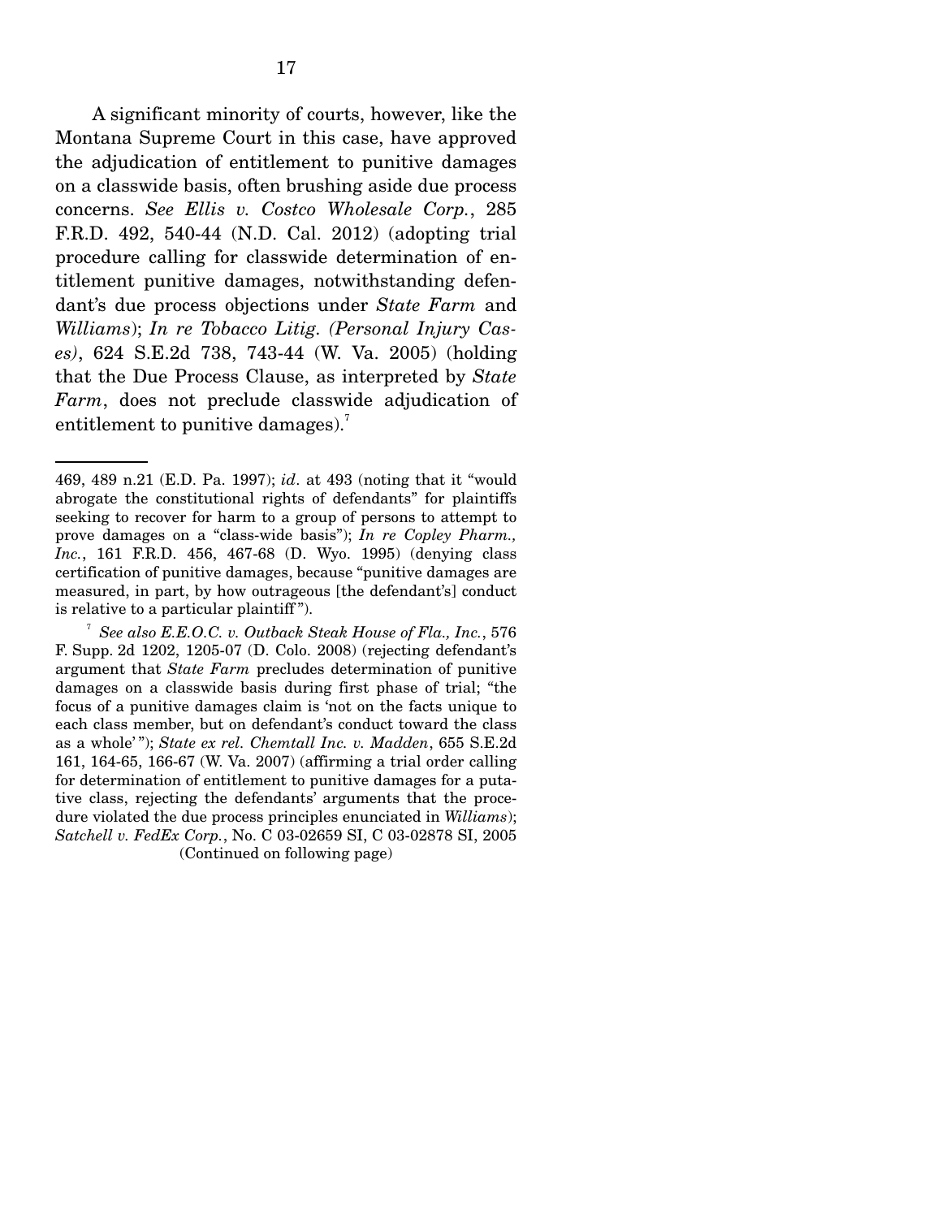A significant minority of courts, however, like the Montana Supreme Court in this case, have approved the adjudication of entitlement to punitive damages on a classwide basis, often brushing aside due process concerns. *See Ellis v. Costco Wholesale Corp.*, 285 F.R.D. 492, 540-44 (N.D. Cal. 2012) (adopting trial procedure calling for classwide determination of entitlement punitive damages, notwithstanding defendant's due process objections under *State Farm* and *Williams*); *In re Tobacco Litig. (Personal Injury Cases)*, 624 S.E.2d 738, 743-44 (W. Va. 2005) (holding that the Due Process Clause, as interpreted by *State Farm*, does not preclude classwide adjudication of entitlement to punitive damages).[7]

---

469, 489 n.21 (E.D. Pa. 1997); *id*. at 493 (noting that it "would abrogate the constitutional rights of defendants" for plaintiffs seeking to recover for harm to a group of persons to attempt to prove damages on a "class-wide basis"); *In re Copley Pharm., Inc.*, 161 F.R.D. 456, 467-68 (D. Wyo. 1995) (denying class certification of punitive damages, because "punitive damages are measured, in part, by how outrageous [the defendant's] conduct is relative to a particular plaintiff").

[7] *See also E.E.O.C. v. Outback Steak House of Fla., Inc.*, 576 F. Supp. 2d 1202, 1205-07 (D. Colo. 2008) (rejecting defendant's argument that *State Farm* precludes determination of punitive damages on a classwide basis during first phase of trial; "the focus of a punitive damages claim is 'not on the facts unique to each class member, but on defendant's conduct toward the class as a whole'"); *State ex rel. Chemtall Inc. v. Madden*, 655 S.E.2d 161, 164-65, 166-67 (W. Va. 2007) (affirming a trial order calling for determination of entitlement to punitive damages for a putative class, rejecting the defendants' arguments that the procedure violated the due process principles enunciated in *Williams*); *Satchell v. FedEx Corp.*, No. C 03-02659 SI, C 03-02878 SI, 2005

(Continued on following page)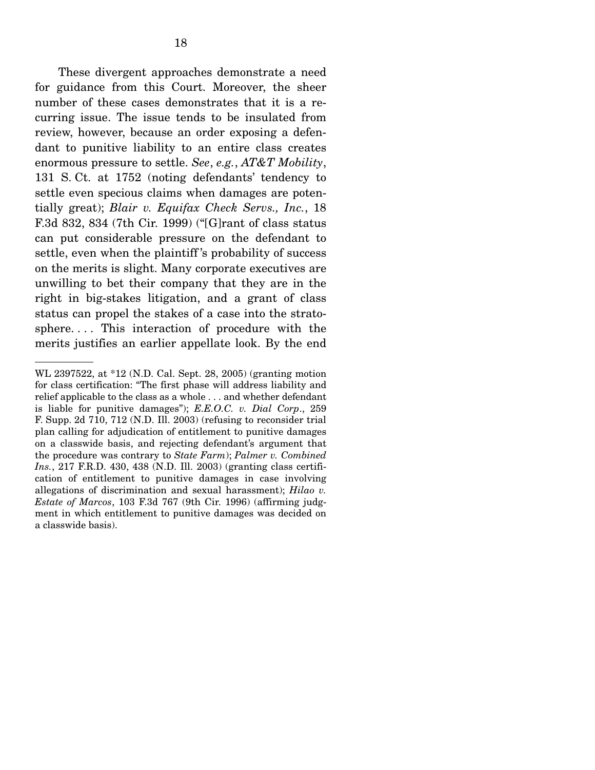These divergent approaches demonstrate a need for guidance from this Court. Moreover, the sheer number of these cases demonstrates that it is a recurring issue. The issue tends to be insulated from review, however, because an order exposing a defendant to punitive liability to an entire class creates enormous pressure to settle. *See*, *e.g.*, *AT&T Mobility*, 131 S. Ct. at 1752 (noting defendants' tendency to settle even specious claims when damages are potentially great); *Blair v. Equifax Check Servs., Inc.*, 18 F.3d 832, 834 (7th Cir. 1999) ("[G]rant of class status can put considerable pressure on the defendant to settle, even when the plaintiff's probability of success on the merits is slight. Many corporate executives are unwilling to bet their company that they are in the right in big-stakes litigation, and a grant of class status can propel the stakes of a case into the stratosphere. . . . This interaction of procedure with the merits justifies an earlier appellate look. By the end

---

WL 2397522, at *12 (N.D. Cal. Sept. 28, 2005) (granting motion for class certification: "The first phase will address liability and relief applicable to the class as a whole . . . and whether defendant is liable for punitive damages"); *E.E.O.C. v. Dial Corp*., 259 F. Supp. 2d 710, 712 (N.D. Ill. 2003) (refusing to reconsider trial plan calling for adjudication of entitlement to punitive damages on a classwide basis, and rejecting defendant's argument that the procedure was contrary to *State Farm*); *Palmer v. Combined Ins.*, 217 F.R.D. 430, 438 (N.D. Ill. 2003) (granting class certification of entitlement to punitive damages in case involving allegations of discrimination and sexual harassment); *Hilao v. Estate of Marcos*, 103 F.3d 767 (9th Cir. 1996) (affirming judgment in which entitlement to punitive damages was decided on a classwide basis).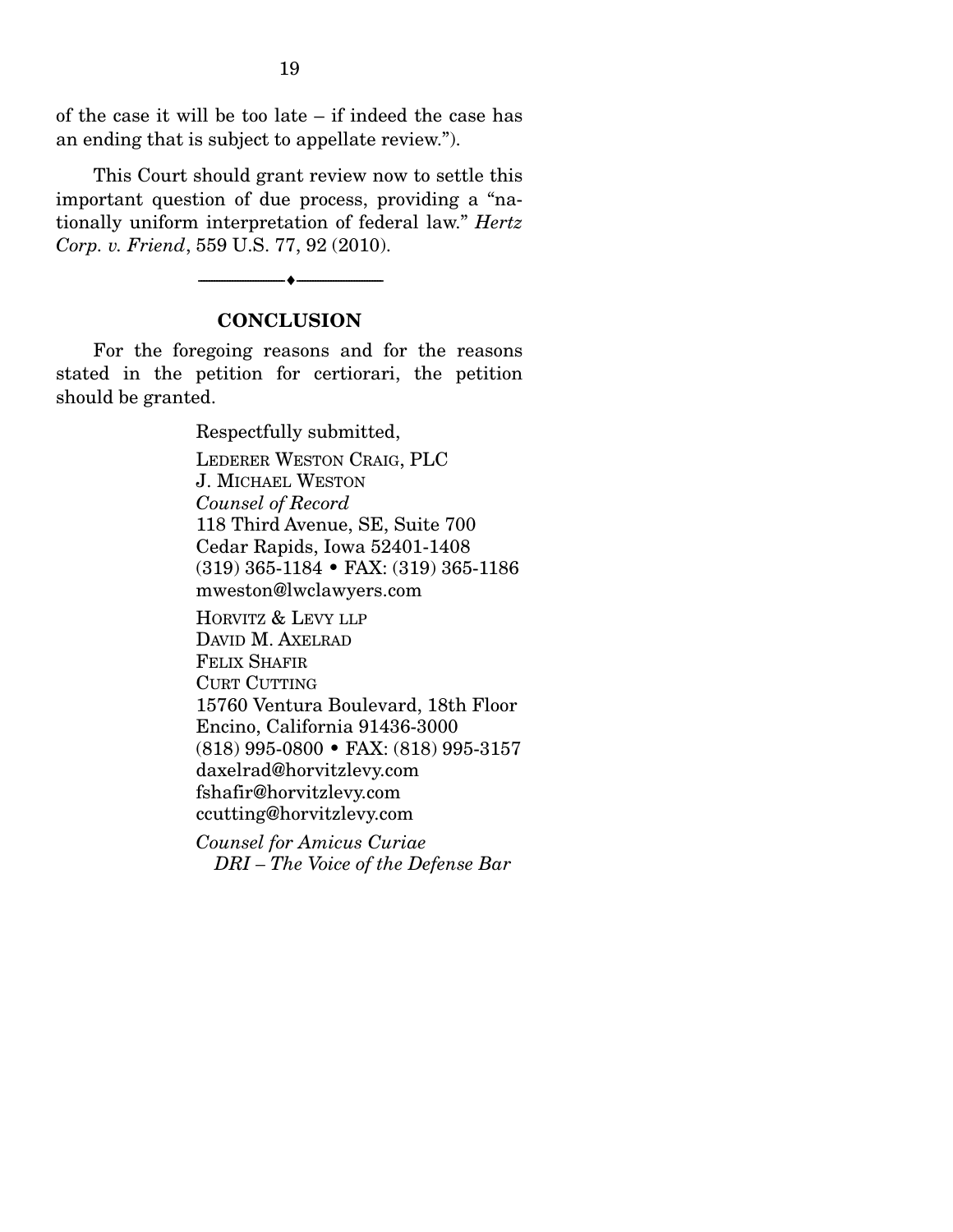of the case it will be too late – if indeed the case has an ending that is subject to appellate review.").

This Court should grant review now to settle this important question of due process, providing a "nationally uniform interpretation of federal law." *Hertz Corp. v. Friend*, 559 U.S. 77, 92 (2010).

---

## CONCLUSION

For the foregoing reasons and for the reasons stated in the petition for certiorari, the petition should be granted.

Respectfully submitted,

LEDERER WESTON CRAIG, PLC
J. MICHAEL WESTON
*Counsel of Record*
118 Third Avenue, SE, Suite 700
Cedar Rapids, Iowa 52401-1408
(319) 365-1184 • FAX: (319) 365-1186
mweston@lwclawyers.com

HORVITZ & LEVY LLP
DAVID M. AXELRAD
FELIX SHAFIR
CURT CUTTING
15760 Ventura Boulevard, 18th Floor
Encino, California 91436-3000
(818) 995-0800 • FAX: (818) 995-3157
daxelrad@horvitzlevy.com
fshafir@horvitzlevy.com
ccutting@horvitzlevy.com

*Counsel for Amicus Curiae*
*DRI – The Voice of the Defense Bar*